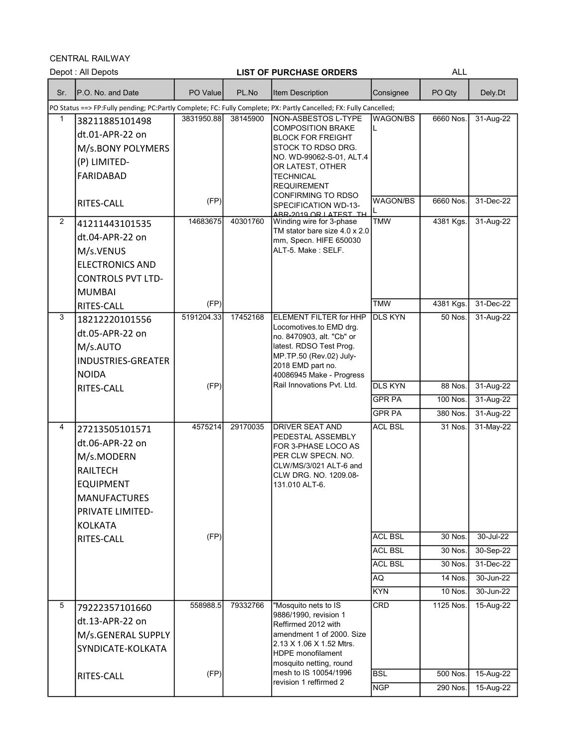CENTRAL RAILWAY

Depot : All Depots

**LIST OF PURCHASE ORDERS**

ALL

| Sr. | P.O. No. and Date | PO Value | PL.No | Item Description | Consignee | PO Qty | Dely.Dt |
|---|---|---|---|---|---|---|---|
| PO Status ==> FP:Fully pending; PC:Partly Complete; FC: Fully Complete; PX: Partly Cancelled; FX: Fully Cancelled; | | | | | | | |
| 1 | 38211885101498 dt.01-APR-22 on M/s.BONY POLYMERS (P) LIMITED-FARIDABAD RITES-CALL | 3831950.88 (FP) | 38145900 | NON-ASBESTOS L-TYPE COMPOSITION BRAKE BLOCK FOR FREIGHT STOCK TO RDSO DRG. NO. WD-99062-S-01, ALT.4 OR LATEST, OTHER TECHNICAL REQUIREMENT CONFIRMING TO RDSO SPECIFICATION WD-13-ABR-2019 OR LATEST, TH | WAGON/BSL | 6660 Nos. | 31-Aug-22 |
| | | | | | WAGON/BSL | 6660 Nos. | 31-Dec-22 |
| 2 | 41211443101535 dt.04-APR-22 on M/s.VENUS ELECTRONICS AND CONTROLS PVT LTD-MUMBAI RITES-CALL | 14683675 (FP) | 40301760 | Winding wire for 3-phase TM stator bare size 4.0 x 2.0 mm, Specn. HIFE 650030 ALT-5. Make : SELF. | TMW | 4381 Kgs. | 31-Aug-22 |
| | | | | | TMW | 4381 Kgs. | 31-Dec-22 |
| 3 | 18212220101556 dt.05-APR-22 on M/s.AUTO INDUSTRIES-GREATER NOIDA RITES-CALL | 5191204.33 (FP) | 17452168 | ELEMENT FILTER for HHP Locomotives.to EMD drg. no. 8470903, alt. "Cb" or latest. RDSO Test Prog. MP.TP.50 (Rev.02) July-2018 EMD part no. 40086945 Make - Progress Rail Innovations Pvt. Ltd. | DLS KYN | 50 Nos. | 31-Aug-22 |
| | | | | | DLS KYN | 88 Nos. | 31-Aug-22 |
| | | | | | GPR PA | 100 Nos. | 31-Aug-22 |
| | | | | | GPR PA | 380 Nos. | 31-Aug-22 |
| 4 | 27213505101571 dt.06-APR-22 on M/s.MODERN RAILTECH EQUIPMENT MANUFACTURES PRIVATE LIMITED-KOLKATA RITES-CALL | 4575214 (FP) | 29170035 | DRIVER SEAT AND PEDESTAL ASSEMBLY FOR 3-PHASE LOCO AS PER CLW SPECN. NO. CLW/MS/3/021 ALT-6 and CLW DRG. NO. 1209.08-131.010 ALT-6. | ACL BSL | 31 Nos. | 31-May-22 |
| | | | | | ACL BSL | 30 Nos. | 30-Jul-22 |
| | | | | | ACL BSL | 30 Nos. | 30-Sep-22 |
| | | | | | ACL BSL | 30 Nos. | 31-Dec-22 |
| | | | | | AQ | 14 Nos. | 30-Jun-22 |
| | | | | | KYN | 10 Nos. | 30-Jun-22 |
| 5 | 79222357101660 dt.13-APR-22 on M/s.GENERAL SUPPLY SYNDICATE-KOLKATA RITES-CALL | 558988.5 (FP) | 79332766 | "Mosquito nets to IS 9886/1990, revision 1 Reffirmed 2012 with amendment 1 of 2000. Size 2.13 X 1.06 X 1.52 Mtrs. HDPE monofilament mosquito netting, round mesh to IS 10054/1996 revision 1 reffirmed 2 | CRD | 1125 Nos. | 15-Aug-22 |
| | | | | | BSL | 500 Nos. | 15-Aug-22 |
| | | | | | NGP | 290 Nos. | 15-Aug-22 |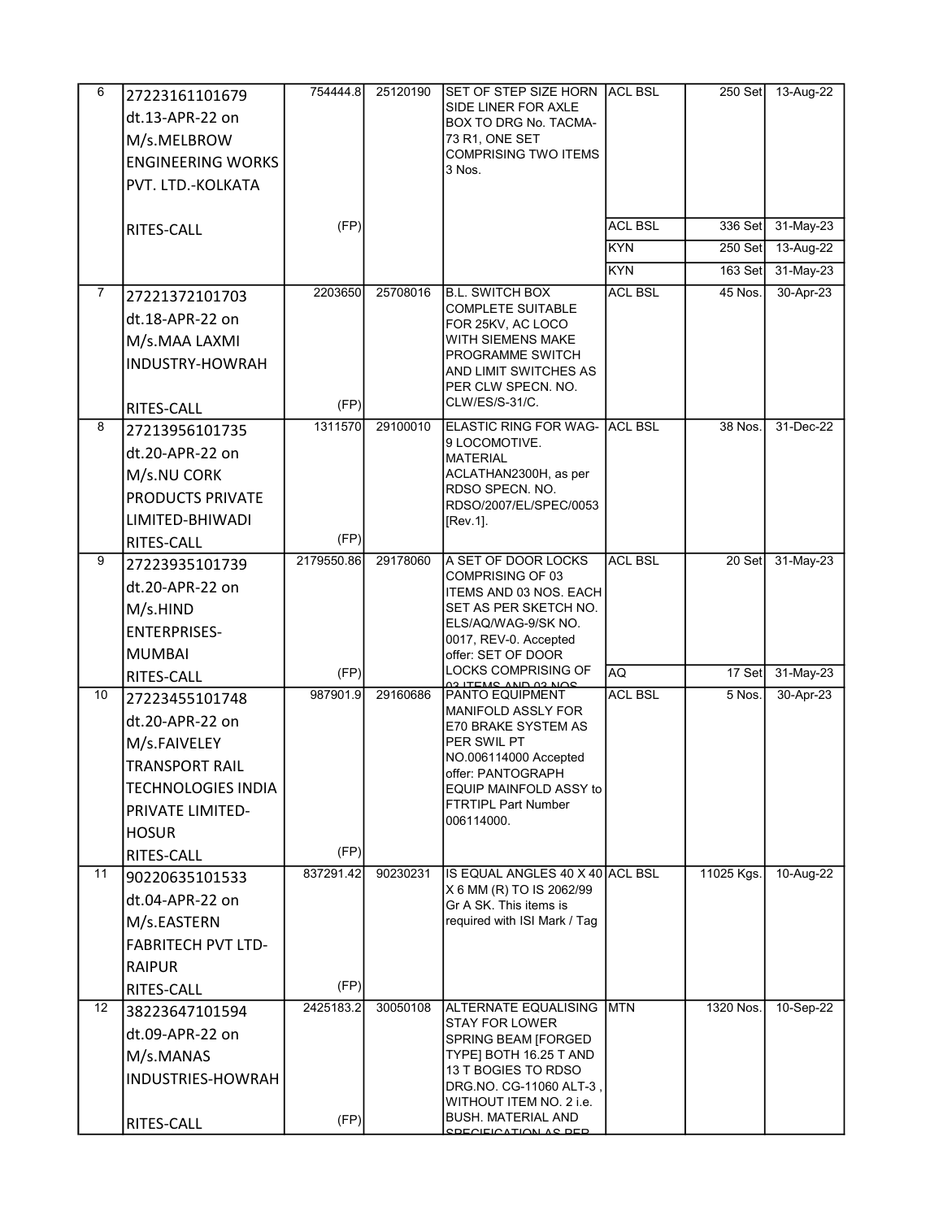| 6 | 27223161101679 dt.13-APR-22 on M/s.MELBROW ENGINEERING WORKS PVT. LTD.-KOLKATA RITES-CALL | 754444.8 (FP) | 25120190 | SET OF STEP SIZE HORN SIDE LINER FOR AXLE BOX TO DRG No. TACMA-73 R1, ONE SET COMPRISING TWO ITEMS 3 Nos. | ACL BSL | 250 Set | 13-Aug-22 |
|---|---|---|---|---|---|---|---|
| | | | | | ACL BSL | 336 Set | 31-May-23 |
| | | | | | KYN | 250 Set | 13-Aug-22 |
| | | | | | KYN | 163 Set | 31-May-23 |
| 7 | 27221372101703 dt.18-APR-22 on M/s.MAA LAXMI INDUSTRY-HOWRAH RITES-CALL | 2203650 (FP) | 25708016 | B.L. SWITCH BOX COMPLETE SUITABLE FOR 25KV, AC LOCO WITH SIEMENS MAKE PROGRAMME SWITCH AND LIMIT SWITCHES AS PER CLW SPECN. NO. CLW/ES/S-31/C. | ACL BSL | 45 Nos. | 30-Apr-23 |
| 8 | 27213956101735 dt.20-APR-22 on M/s.NU CORK PRODUCTS PRIVATE LIMITED-BHIWADI RITES-CALL | 1311570 (FP) | 29100010 | ELASTIC RING FOR WAG-9 LOCOMOTIVE. MATERIAL ACLATHAN2300H, as per RDSO SPECN. NO. RDSO/2007/EL/SPEC/0053 [Rev.1]. | ACL BSL | 38 Nos. | 31-Dec-22 |
| 9 | 27223935101739 dt.20-APR-22 on M/s.HIND ENTERPRISES-MUMBAI RITES-CALL | 2179550.86 (FP) | 29178060 | A SET OF DOOR LOCKS COMPRISING OF 03 ITEMS AND 03 NOS. EACH SET AS PER SKETCH NO. ELS/AQ/WAG-9/SK NO. 0017, REV-0. Accepted offer: SET OF DOOR LOCKS COMPRISING OF 03 ITEMS AND 03 NOS | ACL BSL | 20 Set | 31-May-23 |
| | | | | | AQ | 17 Set | 31-May-23 |
| 10 | 27223455101748 dt.20-APR-22 on M/s.FAIVELEY TRANSPORT RAIL TECHNOLOGIES INDIA PRIVATE LIMITED-HOSUR RITES-CALL | 987901.9 (FP) | 29160686 | PANTO EQUIPMENT MANIFOLD ASSLY FOR E70 BRAKE SYSTEM AS PER SWIL PT NO.006114000 Accepted offer: PANTOGRAPH EQUIP MAINFOLD ASSY to FTRTIPL Part Number 006114000. | ACL BSL | 5 Nos. | 30-Apr-23 |
| 11 | 90220635101533 dt.04-APR-22 on M/s.EASTERN FABRITECH PVT LTD-RAIPUR RITES-CALL | 837291.42 (FP) | 90230231 | IS EQUAL ANGLES 40 X 40 X 6 MM (R) TO IS 2062/99 Gr A SK. This items is required with ISI Mark / Tag | ACL BSL | 11025 Kgs. | 10-Aug-22 |
| 12 | 38223647101594 dt.09-APR-22 on M/s.MANAS INDUSTRIES-HOWRAH RITES-CALL | 2425183.2 (FP) | 30050108 | ALTERNATE EQUALISING STAY FOR LOWER SPRING BEAM [FORGED TYPE] BOTH 16.25 T AND 13 T BOGIES TO RDSO DRG.NO. CG-11060 ALT-3 , WITHOUT ITEM NO. 2 i.e. BUSH. MATERIAL AND SPECIFICATION AS PER | MTN | 1320 Nos. | 10-Sep-22 |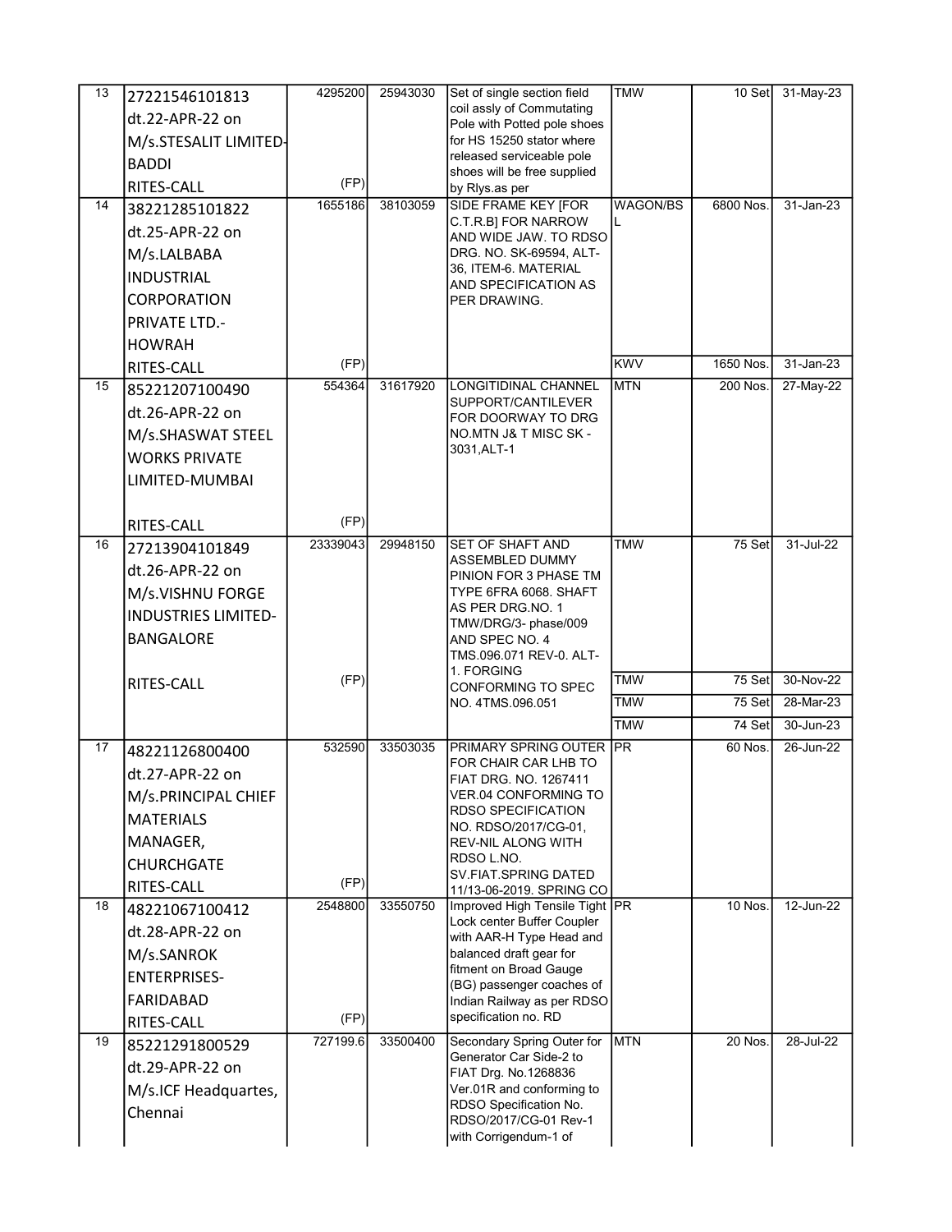| 13 | 27221546101813 dt.22-APR-22 on M/s.STESALIT LIMITED-BADDI RITES-CALL | 4295200 (FP) | 25943030 | Set of single section field coil assly of Commutating Pole with Potted pole shoes for HS 15250 stator where released serviceable pole shoes will be free supplied by Rlys.as per | TMW | 10 Set | 31-May-23 |
|---|---|---|---|---|---|---|---|
| 14 | 38221285101822 dt.25-APR-22 on M/s.LALBABA INDUSTRIAL CORPORATION PRIVATE LTD.-HOWRAH RITES-CALL | 1655186 (FP) | 38103059 | SIDE FRAME KEY [FOR C.T.R.B] FOR NARROW AND WIDE JAW. TO RDSO DRG. NO. SK-69594, ALT-36, ITEM-6. MATERIAL AND SPECIFICATION AS PER DRAWING. | WAGON/BSL | 6800 Nos. | 31-Jan-23 |
| | | | | | KWV | 1650 Nos. | 31-Jan-23 |
| 15 | 85221207100490 dt.26-APR-22 on M/s.SHASWAT STEEL WORKS PRIVATE LIMITED-MUMBAI RITES-CALL | 554364 (FP) | 31617920 | LONGITIDINAL CHANNEL SUPPORT/CANTILEVER FOR DOORWAY TO DRG NO.MTN J& T MISC SK - 3031,ALT-1 | MTN | 200 Nos. | 27-May-22 |
| 16 | 27213904101849 dt.26-APR-22 on M/s.VISHNU FORGE INDUSTRIES LIMITED-BANGALORE RITES-CALL | 23339043 (FP) | 29948150 | SET OF SHAFT AND ASSEMBLED DUMMY PINION FOR 3 PHASE TM TYPE 6FRA 6068. SHAFT AS PER DRG.NO. 1 TMW/DRG/3- phase/009 AND SPEC NO. 4 TMS.096.071 REV-0. ALT-1. FORGING CONFORMING TO SPEC NO. 4TMS.096.051 | TMW | 75 Set | 31-Jul-22 |
| | | | | | TMW | 75 Set | 30-Nov-22 |
| | | | | | TMW | 75 Set | 28-Mar-23 |
| | | | | | TMW | 74 Set | 30-Jun-23 |
| 17 | 48221126800400 dt.27-APR-22 on M/s.PRINCIPAL CHIEF MATERIALS MANAGER, CHURCHGATE RITES-CALL | 532590 (FP) | 33503035 | PRIMARY SPRING OUTER FOR CHAIR CAR LHB TO FIAT DRG. NO. 1267411 VER.04 CONFORMING TO RDSO SPECIFICATION NO. RDSO/2017/CG-01, REV-NIL ALONG WITH RDSO L.NO. SV.FIAT.SPRING DATED 11/13-06-2019. SPRING CO | PR | 60 Nos. | 26-Jun-22 |
| 18 | 48221067100412 dt.28-APR-22 on M/s.SANROK ENTERPRISES-FARIDABAD RITES-CALL | 2548800 (FP) | 33550750 | Improved High Tensile Tight Lock center Buffer Coupler with AAR-H Type Head and balanced draft gear for fitment on Broad Gauge (BG) passenger coaches of Indian Railway as per RDSO specification no. RD | PR | 10 Nos. | 12-Jun-22 |
| 19 | 85221291800529 dt.29-APR-22 on M/s.ICF Headquartes, Chennai | 727199.6 | 33500400 | Secondary Spring Outer for Generator Car Side-2 to FIAT Drg. No.1268836 Ver.01R and conforming to RDSO Specification No. RDSO/2017/CG-01 Rev-1 with Corrigendum-1 of | MTN | 20 Nos. | 28-Jul-22 |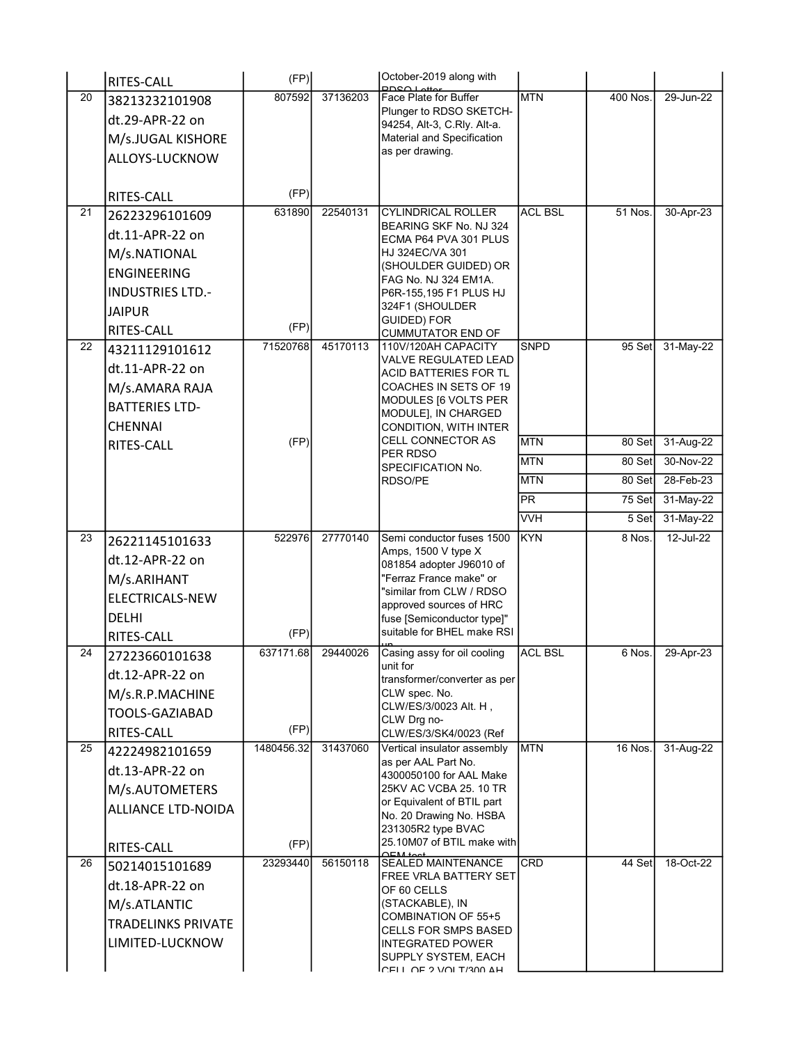| | | | | | | | |
|---|---|---|---|---|---|---|---|
| | RITES-CALL | (FP) | | October-2019 along with RDSO Letter | | | |
| 20 | 38213232101908 dt.29-APR-22 on M/s.JUGAL KISHORE ALLOYS-LUCKNOW RITES-CALL | 807592 (FP) | 37136203 | Face Plate for Buffer Plunger to RDSO SKETCH-94254, Alt-3, C.Rly. Alt-a. Material and Specification as per drawing. | MTN | 400 Nos. | 29-Jun-22 |
| 21 | 26223296101609 dt.11-APR-22 on M/s.NATIONAL ENGINEERING INDUSTRIES LTD.-JAIPUR RITES-CALL | 631890 (FP) | 22540131 | CYLINDRICAL ROLLER BEARING SKF No. NJ 324 ECMA P64 PVA 301 PLUS HJ 324EC/VA 301 (SHOULDER GUIDED) OR FAG No. NJ 324 EM1A. P6R-155,195 F1 PLUS HJ 324F1 (SHOULDER GUIDED) FOR CUMMUTATOR END OF | ACL BSL | 51 Nos. | 30-Apr-23 |
| 22 | 43211129101612 dt.11-APR-22 on M/s.AMARA RAJA BATTERIES LTD-CHENNAI RITES-CALL | 71520768 (FP) | 45170113 | 110V/120AH CAPACITY VALVE REGULATED LEAD ACID BATTERIES FOR TL COACHES IN SETS OF 19 MODULES [6 VOLTS PER MODULE], IN CHARGED CONDITION, WITH INTER CELL CONNECTOR AS PER RDSO SPECIFICATION No. RDSO/PE | SNPD | 95 Set | 31-May-22 |
| | | | | | MTN | 80 Set | 31-Aug-22 |
| | | | | | MTN | 80 Set | 30-Nov-22 |
| | | | | | MTN | 80 Set | 28-Feb-23 |
| | | | | | PR | 75 Set | 31-May-22 |
| | | | | | VVH | 5 Set | 31-May-22 |
| 23 | 26221145101633 dt.12-APR-22 on M/s.ARIHANT ELECTRICALS-NEW DELHI RITES-CALL | 522976 (FP) | 27770140 | Semi conductor fuses 1500 Amps, 1500 V type X 081854 adopter J96010 of "Ferraz France make" or "similar from CLW / RDSO approved sources of HRC fuse [Semiconductor type]" suitable for BHEL make RSI up | KYN | 8 Nos. | 12-Jul-22 |
| 24 | 27223660101638 dt.12-APR-22 on M/s.R.P.MACHINE TOOLS-GAZIABAD RITES-CALL | 637171.68 (FP) | 29440026 | Casing assy for oil cooling unit for transformer/converter as per CLW spec. No. CLW/ES/3/0023 Alt. H , CLW Drg no-CLW/ES/3/SK4/0023 (Ref | ACL BSL | 6 Nos. | 29-Apr-23 |
| 25 | 42224982101659 dt.13-APR-22 on M/s.AUTOMETERS ALLIANCE LTD-NOIDA RITES-CALL | 1480456.32 (FP) | 31437060 | Vertical insulator assembly as per AAL Part No. 4300050100 for AAL Make 25KV AC VCBA 25. 10 TR or Equivalent of BTIL part No. 20 Drawing No. HSBA 231305R2 type BVAC 25.10M07 of BTIL make with OEM test | MTN | 16 Nos. | 31-Aug-22 |
| 26 | 50214015101689 dt.18-APR-22 on M/s.ATLANTIC TRADELINKS PRIVATE LIMITED-LUCKNOW | 23293440 | 56150118 | SEALED MAINTENANCE FREE VRLA BATTERY SET OF 60 CELLS (STACKABLE), IN COMBINATION OF 55+5 CELLS FOR SMPS BASED INTEGRATED POWER SUPPLY SYSTEM, EACH CELL OF 2 VOLT/300 AH | CRD | 44 Set | 18-Oct-22 |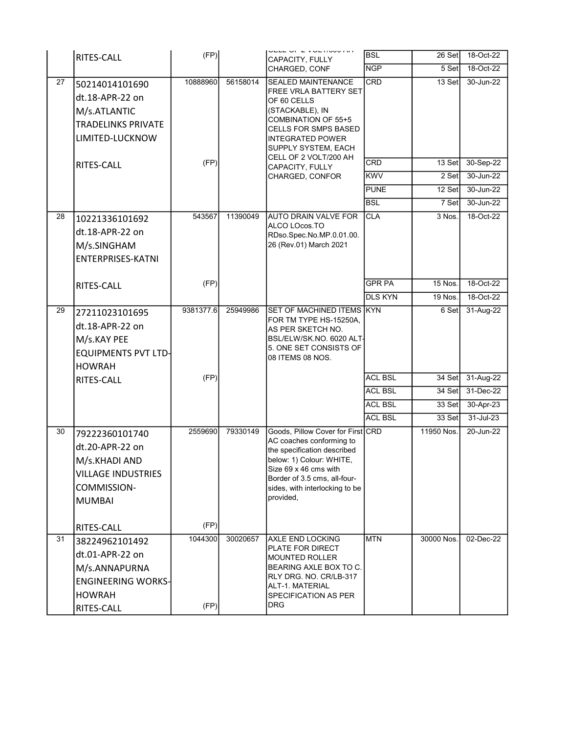| | | | | | | | |
|---|---|---|---|---|---|---|---|
| | RITES-CALL | (FP) | | CELL OF 2 VOLT/300 AH CAPACITY, FULLY CHARGED, CONF | BSL | 26 Set | 18-Oct-22 |
| | | | | | NGP | 5 Set | 18-Oct-22 |
| 27 | 50214014101690 dt.18-APR-22 on M/s.ATLANTIC TRADELINKS PRIVATE LIMITED-LUCKNOW | 10888960 | 56158014 | SEALED MAINTENANCE FREE VRLA BATTERY SET OF 60 CELLS (STACKABLE), IN COMBINATION OF 55+5 CELLS FOR SMPS BASED INTEGRATED POWER SUPPLY SYSTEM, EACH CELL OF 2 VOLT/200 AH CAPACITY, FULLY CHARGED, CONFOR | CRD | 13 Set | 30-Jun-22 |
| | RITES-CALL | (FP) | | | CRD | 13 Set | 30-Sep-22 |
| | | | | | KWV | 2 Set | 30-Jun-22 |
| | | | | | PUNE | 12 Set | 30-Jun-22 |
| | | | | | BSL | 7 Set | 30-Jun-22 |
| 28 | 10221336101692 dt.18-APR-22 on M/s.SINGHAM ENTERPRISES-KATNI | 543567 | 11390049 | AUTO DRAIN VALVE FOR ALCO LOcos.TO RDso.Spec.No.MP.0.01.00. 26 (Rev.01) March 2021 | CLA | 3 Nos. | 18-Oct-22 |
| | RITES-CALL | (FP) | | | GPR PA | 15 Nos. | 18-Oct-22 |
| | | | | | DLS KYN | 19 Nos. | 18-Oct-22 |
| 29 | 27211023101695 dt.18-APR-22 on M/s.KAY PEE EQUIPMENTS PVT LTD-HOWRAH | 9381377.6 | 25949986 | SET OF MACHINED ITEMS FOR TM TYPE HS-15250A, AS PER SKETCH NO. BSL/ELW/SK.NO. 6020 ALT-5. ONE SET CONSISTS OF 08 ITEMS 08 NOS. | KYN | 6 Set | 31-Aug-22 |
| | RITES-CALL | (FP) | | | ACL BSL | 34 Set | 31-Aug-22 |
| | | | | | ACL BSL | 34 Set | 31-Dec-22 |
| | | | | | ACL BSL | 33 Set | 30-Apr-23 |
| | | | | | ACL BSL | 33 Set | 31-Jul-23 |
| 30 | 79222360101740 dt.20-APR-22 on M/s.KHADI AND VILLAGE INDUSTRIES COMMISSION-MUMBAI RITES-CALL | 2559690 (FP) | 79330149 | Goods, Pillow Cover for First AC coaches conforming to the specification described below: 1) Colour: WHITE, Size 69 x 46 cms with Border of 3.5 cms, all-four-sides, with interlocking to be provided, | CRD | 11950 Nos. | 20-Jun-22 |
| 31 | 38224962101492 dt.01-APR-22 on M/s.ANNAPURNA ENGINEERING WORKS-HOWRAH RITES-CALL | 1044300 (FP) | 30020657 | AXLE END LOCKING PLATE FOR DIRECT MOUNTED ROLLER BEARING AXLE BOX TO C. RLY DRG. NO. CR/LB-317 ALT-1. MATERIAL SPECIFICATION AS PER DRG | MTN | 30000 Nos. | 02-Dec-22 |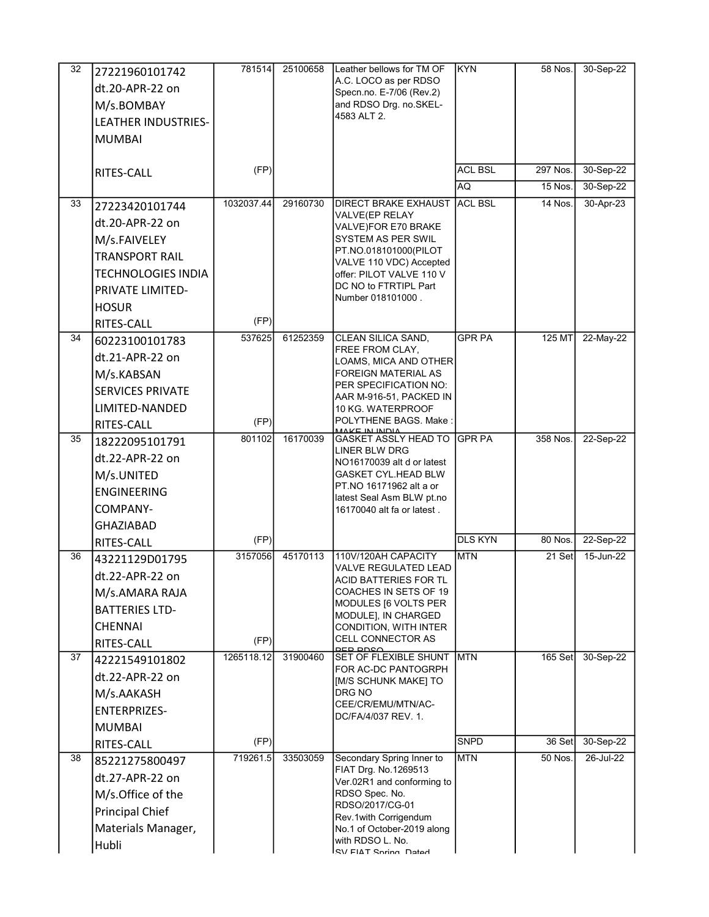| 32 | 27221960101742 dt.20-APR-22 on M/s.BOMBAY LEATHER INDUSTRIES-MUMBAI RITES-CALL | 781514 (FP) | 25100658 | Leather bellows for TM OF A.C. LOCO as per RDSO Specn.no. E-7/06 (Rev.2) and RDSO Drg. no.SKEL-4583 ALT 2. | KYN | 58 Nos. | 30-Sep-22 |
|---|---|---|---|---|---|---|---|
| | | | | | ACL BSL | 297 Nos. | 30-Sep-22 |
| | | | | | AQ | 15 Nos. | 30-Sep-22 |
| 33 | 27223420101744 dt.20-APR-22 on M/s.FAIVELEY TRANSPORT RAIL TECHNOLOGIES INDIA PRIVATE LIMITED-HOSUR RITES-CALL | 1032037.44 (FP) | 29160730 | DIRECT BRAKE EXHAUST VALVE(EP RELAY VALVE)FOR E70 BRAKE SYSTEM AS PER SWIL PT.NO.018101000(PILOT VALVE 110 VDC) Accepted offer: PILOT VALVE 110 V DC NO to FTRTIPL Part Number 018101000 . | ACL BSL | 14 Nos. | 30-Apr-23 |
| 34 | 60223100101783 dt.21-APR-22 on M/s.KABSAN SERVICES PRIVATE LIMITED-NANDED RITES-CALL | 537625 (FP) | 61252359 | CLEAN SILICA SAND, FREE FROM CLAY, LOAMS, MICA AND OTHER FOREIGN MATERIAL AS PER SPECIFICATION NO: AAR M-916-51, PACKED IN 10 KG. WATERPROOF POLYTHENE BAGS. Make : MAKE IN INDIA | GPR PA | 125 MT | 22-May-22 |
| 35 | 18222095101791 dt.22-APR-22 on M/s.UNITED ENGINEERING COMPANY-GHAZIABAD RITES-CALL | 801102 (FP) | 16170039 | GASKET ASSLY HEAD TO LINER BLW DRG NO16170039 alt d or latest GASKET CYL.HEAD BLW PT.NO 16171962 alt a or latest Seal Asm BLW pt.no 16170040 alt fa or latest . | GPR PA | 358 Nos. | 22-Sep-22 |
| | | | | | DLS KYN | 80 Nos. | 22-Sep-22 |
| 36 | 43221129D01795 dt.22-APR-22 on M/s.AMARA RAJA BATTERIES LTD-CHENNAI RITES-CALL | 3157056 (FP) | 45170113 | 110V/120AH CAPACITY VALVE REGULATED LEAD ACID BATTERIES FOR TL COACHES IN SETS OF 19 MODULES [6 VOLTS PER MODULE], IN CHARGED CONDITION, WITH INTER CELL CONNECTOR AS PER RDSO | MTN | 21 Set | 15-Jun-22 |
| 37 | 42221549101802 dt.22-APR-22 on M/s.AAKASH ENTERPRIZES-MUMBAI RITES-CALL | 1265118.12 (FP) | 31900460 | SET OF FLEXIBLE SHUNT FOR AC-DC PANTOGRPH [M/S SCHUNK MAKE] TO DRG NO CEE/CR/EMU/MTN/AC-DC/FA/4/037 REV. 1. | MTN | 165 Set | 30-Sep-22 |
| | | | | | SNPD | 36 Set | 30-Sep-22 |
| 38 | 85221275800497 dt.27-APR-22 on M/s.Office of the Principal Chief Materials Manager, Hubli | 719261.5 | 33503059 | Secondary Spring Inner to FIAT Drg. No.1269513 Ver.02R1 and conforming to RDSO Spec. No. RDSO/2017/CG-01 Rev.1with Corrigendum No.1 of October-2019 along with RDSO L. No. SV FIAT Spring Dated | MTN | 50 Nos. | 26-Jul-22 |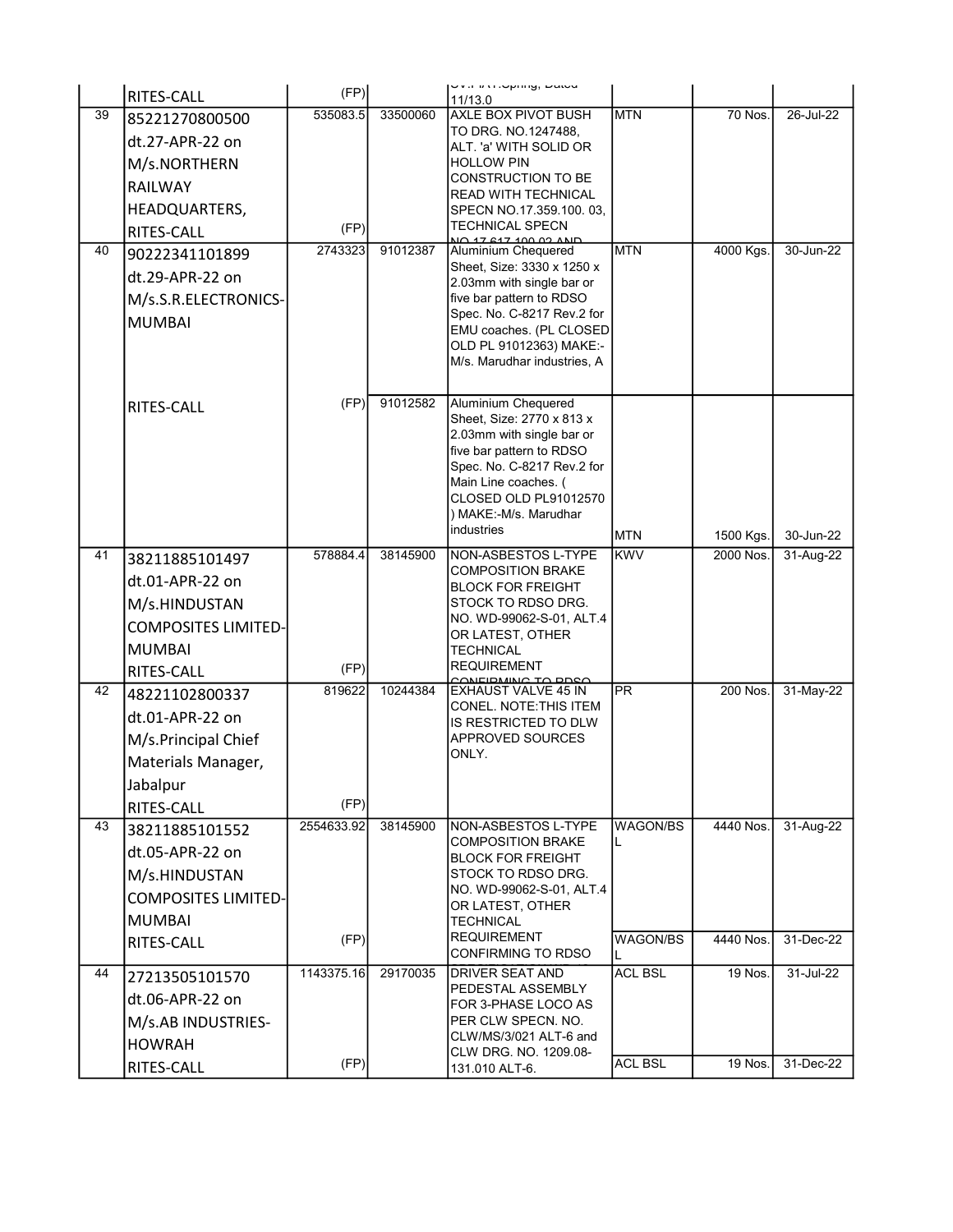| | | | | | | | |
|---|---|---|---|---|---|---|---|
| | RITES-CALL | (FP) | | ...11/13.0 | | | |
| 39 | 85221270800500 dt.27-APR-22 on M/s.NORTHERN RAILWAY HEADQUARTERS, RITES-CALL | 535083.5 (FP) | 33500060 | AXLE BOX PIVOT BUSH TO DRG. NO.1247488, ALT. 'a' WITH SOLID OR HOLLOW PIN CONSTRUCTION TO BE READ WITH TECHNICAL SPECN NO.17.359.100. 03, TECHNICAL SPECN NO.17.617.100.02 AND | MTN | 70 Nos. | 26-Jul-22 |
| 40 | 90222341101899 dt.29-APR-22 on M/s.S.R.ELECTRONICS-MUMBAI | 2743323 | 91012387 | Aluminium Chequered Sheet, Size: 3330 x 1250 x 2.03mm with single bar or five bar pattern to RDSO Spec. No. C-8217 Rev.2 for EMU coaches. (PL CLOSED OLD PL 91012363) MAKE:- M/s. Marudhar industries, A | MTN | 4000 Kgs. | 30-Jun-22 |
| | RITES-CALL | (FP) | 91012582 | Aluminium Chequered Sheet, Size: 2770 x 813 x 2.03mm with single bar or five bar pattern to RDSO Spec. No. C-8217 Rev.2 for Main Line coaches. ( CLOSED OLD PL91012570 ) MAKE:-M/s. Marudhar industries | MTN | 1500 Kgs. | 30-Jun-22 |
| 41 | 38211885101497 dt.01-APR-22 on M/s.HINDUSTAN COMPOSITES LIMITED-MUMBAI RITES-CALL | 578884.4 (FP) | 38145900 | NON-ASBESTOS L-TYPE COMPOSITION BRAKE BLOCK FOR FREIGHT STOCK TO RDSO DRG. NO. WD-99062-S-01, ALT.4 OR LATEST, OTHER TECHNICAL REQUIREMENT CONFIRMING TO RDSO | KWV | 2000 Nos. | 31-Aug-22 |
| 42 | 48221102800337 dt.01-APR-22 on M/s.Principal Chief Materials Manager, Jabalpur RITES-CALL | 819622 (FP) | 10244384 | EXHAUST VALVE 45 IN CONEL. NOTE:THIS ITEM IS RESTRICTED TO DLW APPROVED SOURCES ONLY. | PR | 200 Nos. | 31-May-22 |
| 43 | 38211885101552 dt.05-APR-22 on M/s.HINDUSTAN COMPOSITES LIMITED-MUMBAI | 2554633.92 | 38145900 | NON-ASBESTOS L-TYPE COMPOSITION BRAKE BLOCK FOR FREIGHT STOCK TO RDSO DRG. NO. WD-99062-S-01, ALT.4 OR LATEST, OTHER TECHNICAL | WAGON/BSL | 4440 Nos. | 31-Aug-22 |
| | RITES-CALL | (FP) | | REQUIREMENT CONFIRMING TO RDSO | WAGON/BSL | 4440 Nos. | 31-Dec-22 |
| 44 | 27213505101570 dt.06-APR-22 on M/s.AB INDUSTRIES-HOWRAH | 1143375.16 | 29170035 | DRIVER SEAT AND PEDESTAL ASSEMBLY FOR 3-PHASE LOCO AS PER CLW SPECN. NO. CLW/MS/3/021 ALT-6 and CLW DRG. NO. 1209.08- | ACL BSL | 19 Nos. | 31-Jul-22 |
| | RITES-CALL | (FP) | | 131.010 ALT-6. | ACL BSL | 19 Nos. | 31-Dec-22 |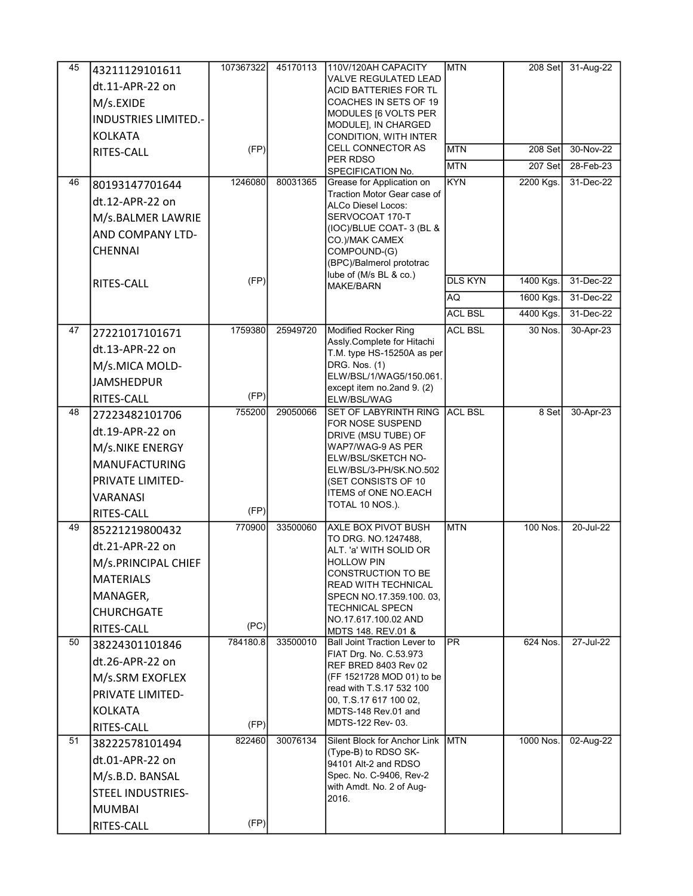| 45 | 43211129101611 dt.11-APR-22 on M/s.EXIDE INDUSTRIES LIMITED.-KOLKATA RITES-CALL | 107367322 (FP) | 45170113 | 110V/120AH CAPACITY VALVE REGULATED LEAD ACID BATTERIES FOR TL COACHES IN SETS OF 19 MODULES [6 VOLTS PER MODULE], IN CHARGED CONDITION, WITH INTER CELL CONNECTOR AS PER RDSO SPECIFICATION No. | MTN | 208 Set | 31-Aug-22 |
|---|---|---|---|---|---|---|---|
| | | | | | MTN | 208 Set | 30-Nov-22 |
| | | | | | MTN | 207 Set | 28-Feb-23 |
| 46 | 80193147701644 dt.12-APR-22 on M/s.BALMER LAWRIE AND COMPANY LTD-CHENNAI RITES-CALL | 1246080 (FP) | 80031365 | Grease for Application on Traction Motor Gear case of ALCo Diesel Locos: SERVOCOAT 170-T (IOC)/BLUE COAT- 3 (BL & CO.)/MAK CAMEX COMPOUND-(G) (BPC)/Balmerol prototrac lube of (M/s BL & co.) MAKE/BARN | KYN | 2200 Kgs. | 31-Dec-22 |
| | | | | | DLS KYN | 1400 Kgs. | 31-Dec-22 |
| | | | | | AQ | 1600 Kgs. | 31-Dec-22 |
| | | | | | ACL BSL | 4400 Kgs. | 31-Dec-22 |
| 47 | 27221017101671 dt.13-APR-22 on M/s.MICA MOLD-JAMSHEDPUR RITES-CALL | 1759380 (FP) | 25949720 | Modified Rocker Ring Assly.Complete for Hitachi T.M. type HS-15250A as per DRG. Nos. (1) ELW/BSL/1/WAG5/150.061. except item no.2and 9. (2) ELW/BSL/WAG | ACL BSL | 30 Nos. | 30-Apr-23 |
| 48 | 27223482101706 dt.19-APR-22 on M/s.NIKE ENERGY MANUFACTURING PRIVATE LIMITED-VARANASI RITES-CALL | 755200 (FP) | 29050066 | SET OF LABYRINTH RING FOR NOSE SUSPEND DRIVE (MSU TUBE) OF WAP7/WAG-9 AS PER ELW/BSL/SKETCH NO-ELW/BSL/3-PH/SK.NO.502 (SET CONSISTS OF 10 ITEMS of ONE NO.EACH TOTAL 10 NOS.). | ACL BSL | 8 Set | 30-Apr-23 |
| 49 | 85221219800432 dt.21-APR-22 on M/s.PRINCIPAL CHIEF MATERIALS MANAGER, CHURCHGATE RITES-CALL | 770900 (PC) | 33500060 | AXLE BOX PIVOT BUSH TO DRG. NO.1247488, ALT. 'a' WITH SOLID OR HOLLOW PIN CONSTRUCTION TO BE READ WITH TECHNICAL SPECN NO.17.359.100. 03, TECHNICAL SPECN NO.17.617.100.02 AND MDTS 148. REV.01 & | MTN | 100 Nos. | 20-Jul-22 |
| 50 | 38224301101846 dt.26-APR-22 on M/s.SRM EXOFLEX PRIVATE LIMITED-KOLKATA RITES-CALL | 784180.8 (FP) | 33500010 | Ball Joint Traction Lever to FIAT Drg. No. C.53.973 REF BRED 8403 Rev 02 (FF 1521728 MOD 01) to be read with T.S.17 532 100 00, T.S.17 617 100 02, MDTS-148 Rev.01 and MDTS-122 Rev- 03. | PR | 624 Nos. | 27-Jul-22 |
| 51 | 38222578101494 dt.01-APR-22 on M/s.B.D. BANSAL STEEL INDUSTRIES-MUMBAI RITES-CALL | 822460 (FP) | 30076134 | Silent Block for Anchor Link (Type-B) to RDSO SK-94101 Alt-2 and RDSO Spec. No. C-9406, Rev-2 with Amdt. No. 2 of Aug-2016. | MTN | 1000 Nos. | 02-Aug-22 |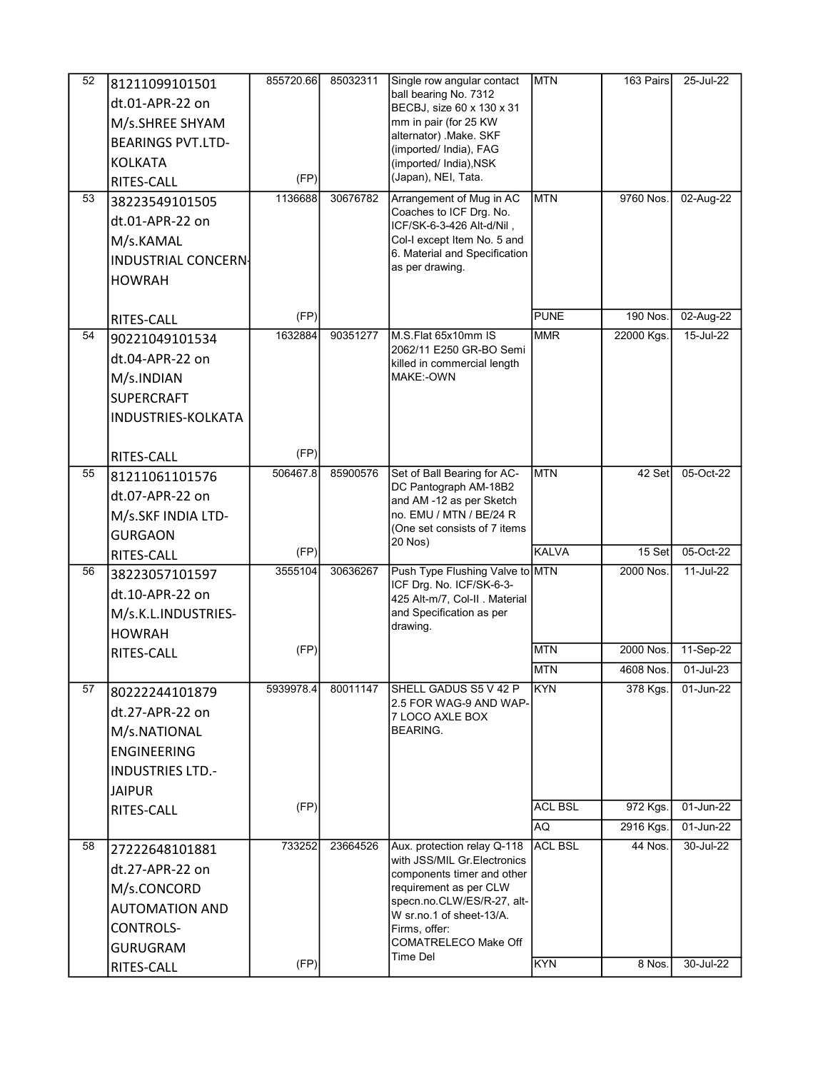| 52 | 81211099101501 dt.01-APR-22 on M/s.SHREE SHYAM BEARINGS PVT.LTD-KOLKATA RITES-CALL | 855720.66 (FP) | 85032311 | Single row angular contact ball bearing No. 7312 BECBJ, size 60 x 130 x 31 mm in pair (for 25 KW alternator) .Make. SKF (imported/ India), FAG (imported/ India),NSK (Japan), NEI, Tata. | MTN | 163 Pairs | 25-Jul-22 |
|---|---|---|---|---|---|---|---|
| 53 | 38223549101505 dt.01-APR-22 on M/s.KAMAL INDUSTRIAL CONCERN-HOWRAH RITES-CALL | 1136688 (FP) | 30676782 | Arrangement of Mug in AC Coaches to ICF Drg. No. ICF/SK-6-3-426 Alt-d/Nil , Col-I except Item No. 5 and 6. Material and Specification as per drawing. | MTN | 9760 Nos. | 02-Aug-22 |
| | | | | | PUNE | 190 Nos. | 02-Aug-22 |
| 54 | 90221049101534 dt.04-APR-22 on M/s.INDIAN SUPERCRAFT INDUSTRIES-KOLKATA RITES-CALL | 1632884 (FP) | 90351277 | M.S.Flat 65x10mm IS 2062/11 E250 GR-BO Semi killed in commercial length MAKE:-OWN | MMR | 22000 Kgs. | 15-Jul-22 |
| 55 | 81211061101576 dt.07-APR-22 on M/s.SKF INDIA LTD-GURGAON RITES-CALL | 506467.8 (FP) | 85900576 | Set of Ball Bearing for AC-DC Pantograph AM-18B2 and AM -12 as per Sketch no. EMU / MTN / BE/24 R (One set consists of 7 items 20 Nos) | MTN | 42 Set | 05-Oct-22 |
| | | | | | KALVA | 15 Set | 05-Oct-22 |
| 56 | 38223057101597 dt.10-APR-22 on M/s.K.L.INDUSTRIES-HOWRAH RITES-CALL | 3555104 (FP) | 30636267 | Push Type Flushing Valve to ICF Drg. No. ICF/SK-6-3-425 Alt-m/7, Col-II . Material and Specification as per drawing. | MTN | 2000 Nos. | 11-Jul-22 |
| | | | | | MTN | 2000 Nos. | 11-Sep-22 |
| | | | | | MTN | 4608 Nos. | 01-Jul-23 |
| 57 | 80222244101879 dt.27-APR-22 on M/s.NATIONAL ENGINEERING INDUSTRIES LTD.-JAIPUR RITES-CALL | 5939978.4 (FP) | 80011147 | SHELL GADUS S5 V 42 P 2.5 FOR WAG-9 AND WAP-7 LOCO AXLE BOX BEARING. | KYN | 378 Kgs. | 01-Jun-22 |
| | | | | | ACL BSL | 972 Kgs. | 01-Jun-22 |
| | | | | | AQ | 2916 Kgs. | 01-Jun-22 |
| 58 | 27222648101881 dt.27-APR-22 on M/s.CONCORD AUTOMATION AND CONTROLS-GURUGRAM RITES-CALL | 733252 (FP) | 23664526 | Aux. protection relay Q-118 with JSS/MIL Gr.Electronics components timer and other requirement as per CLW specn.no.CLW/ES/R-27, alt-W sr.no.1 of sheet-13/A. Firms, offer: COMATRELECO Make Off Time Del | ACL BSL | 44 Nos. | 30-Jul-22 |
| | | | | | KYN | 8 Nos. | 30-Jul-22 |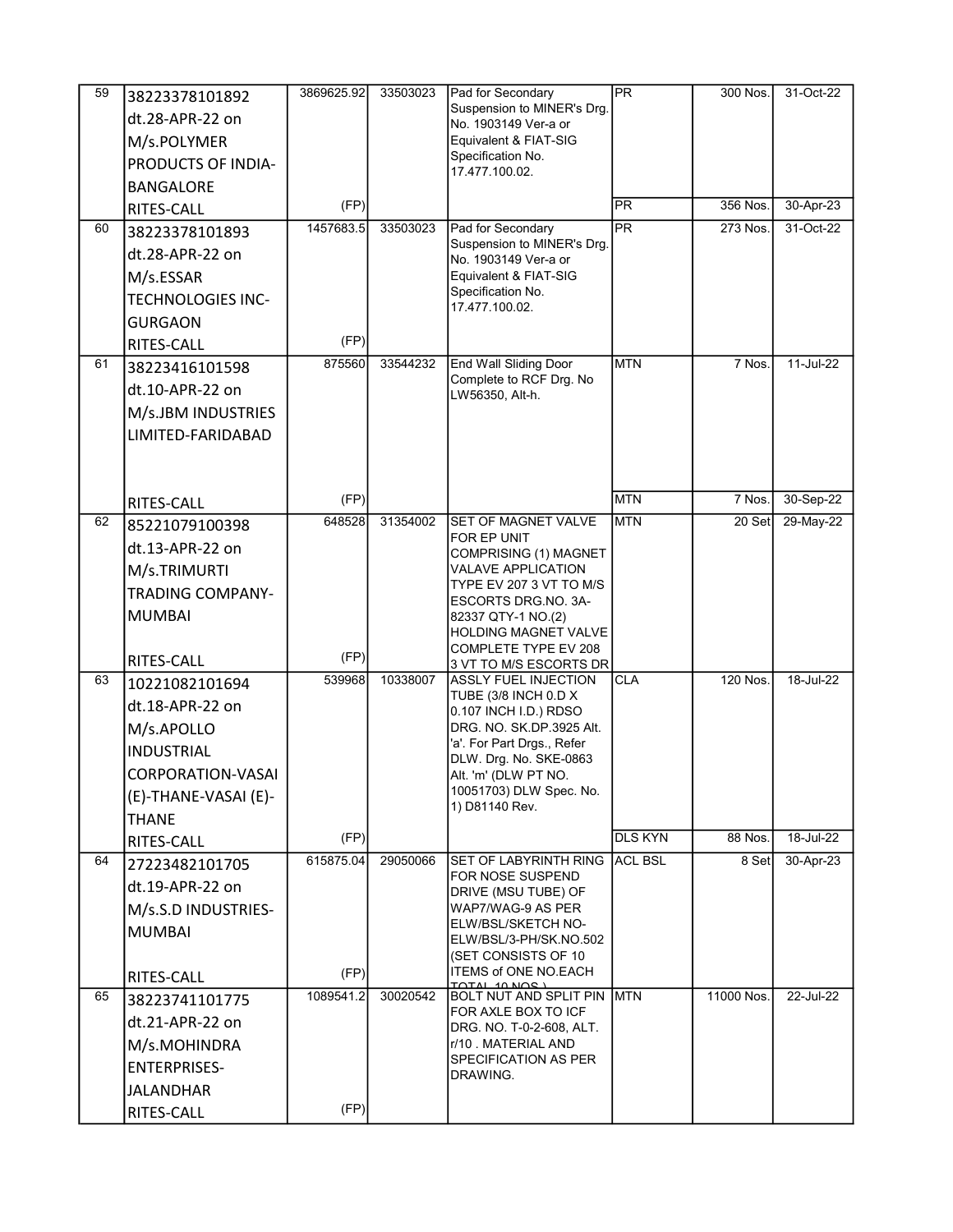| 59 | 38223378101892 dt.28-APR-22 on M/s.POLYMER PRODUCTS OF INDIA-BANGALORE RITES-CALL | 3869625.92 (FP) | 33503023 | Pad for Secondary Suspension to MINER's Drg. No. 1903149 Ver-a or Equivalent & FIAT-SIG Specification No. 17.477.100.02. | PR | 300 Nos. | 31-Oct-22 |
|---|---|---|---|---|---|---|---|
| | | | | | PR | 356 Nos. | 30-Apr-23 |
| 60 | 38223378101893 dt.28-APR-22 on M/s.ESSAR TECHNOLOGIES INC-GURGAON RITES-CALL | 1457683.5 (FP) | 33503023 | Pad for Secondary Suspension to MINER's Drg. No. 1903149 Ver-a or Equivalent & FIAT-SIG Specification No. 17.477.100.02. | PR | 273 Nos. | 31-Oct-22 |
| 61 | 38223416101598 dt.10-APR-22 on M/s.JBM INDUSTRIES LIMITED-FARIDABAD RITES-CALL | 875560 (FP) | 33544232 | End Wall Sliding Door Complete to RCF Drg. No LW56350, Alt-h. | MTN | 7 Nos. | 11-Jul-22 |
| | | | | | MTN | 7 Nos. | 30-Sep-22 |
| 62 | 85221079100398 dt.13-APR-22 on M/s.TRIMURTI TRADING COMPANY-MUMBAI RITES-CALL | 648528 (FP) | 31354002 | SET OF MAGNET VALVE FOR EP UNIT COMPRISING (1) MAGNET VALAVE APPLICATION TYPE EV 207 3 VT TO M/S ESCORTS DRG.NO. 3A-82337 QTY-1 NO.(2) HOLDING MAGNET VALVE COMPLETE TYPE EV 208 3 VT TO M/S ESCORTS DR | MTN | 20 Set | 29-May-22 |
| 63 | 10221082101694 dt.18-APR-22 on M/s.APOLLO INDUSTRIAL CORPORATION-VASAI (E)-THANE-VASAI (E)-THANE RITES-CALL | 539968 (FP) | 10338007 | ASSLY FUEL INJECTION TUBE (3/8 INCH 0.D X 0.107 INCH I.D.) RDSO DRG. NO. SK.DP.3925 Alt. 'a'. For Part Drgs., Refer DLW. Drg. No. SKE-0863 Alt. 'm' (DLW PT NO. 10051703) DLW Spec. No. 1) D81140 Rev. | CLA | 120 Nos. | 18-Jul-22 |
| | | | | | DLS KYN | 88 Nos. | 18-Jul-22 |
| 64 | 27223482101705 dt.19-APR-22 on M/s.S.D INDUSTRIES-MUMBAI RITES-CALL | 615875.04 (FP) | 29050066 | SET OF LABYRINTH RING FOR NOSE SUSPEND DRIVE (MSU TUBE) OF WAP7/WAG-9 AS PER ELW/BSL/SKETCH NO-ELW/BSL/3-PH/SK.NO.502 (SET CONSISTS OF 10 ITEMS of ONE NO.EACH TOTAL 10 NOS.) | ACL BSL | 8 Set | 30-Apr-23 |
| 65 | 38223741101775 dt.21-APR-22 on M/s.MOHINDRA ENTERPRISES-JALANDHAR RITES-CALL | 1089541.2 (FP) | 30020542 | BOLT NUT AND SPLIT PIN FOR AXLE BOX TO ICF DRG. NO. T-0-2-608, ALT. r/10 . MATERIAL AND SPECIFICATION AS PER DRAWING. | MTN | 11000 Nos. | 22-Jul-22 |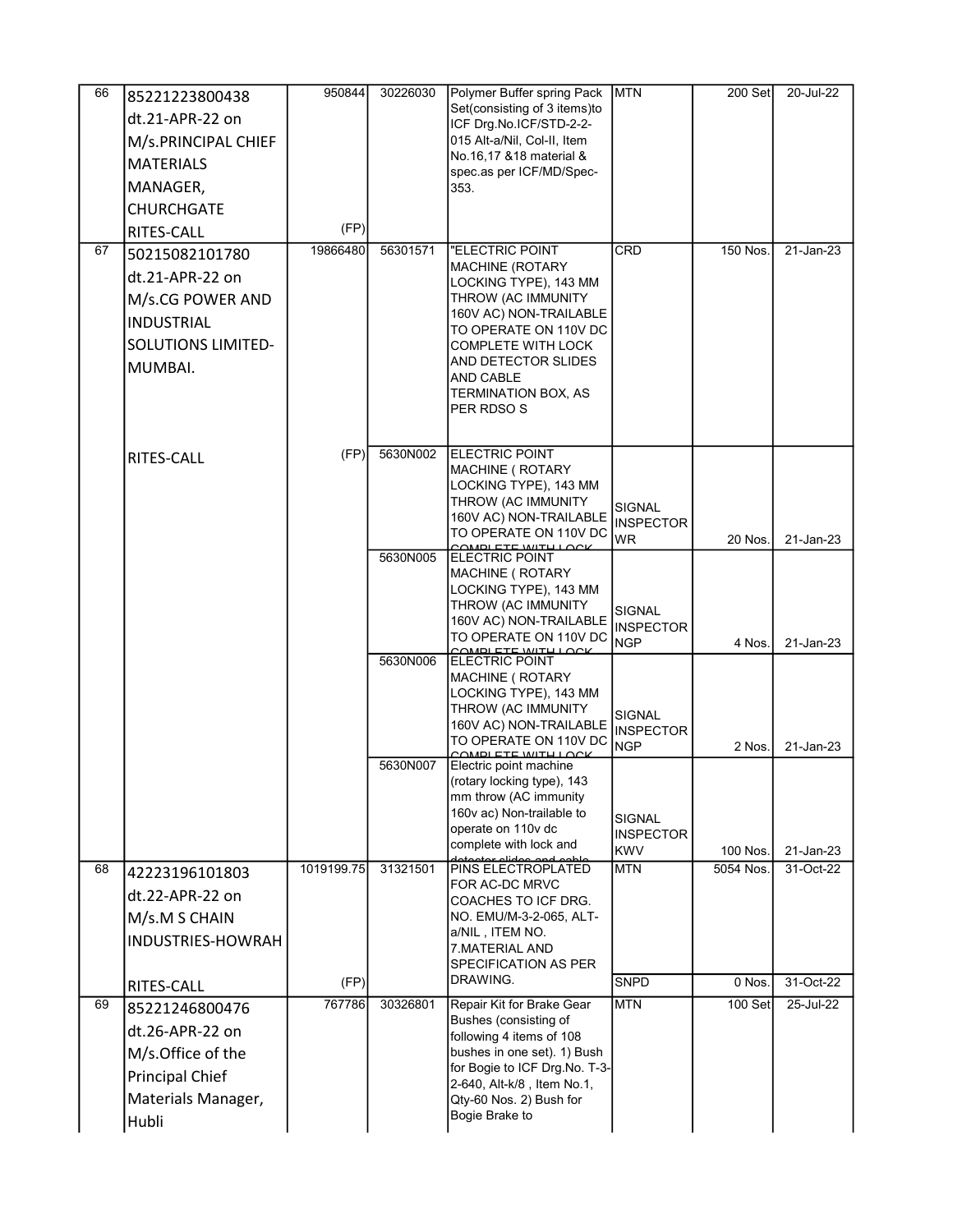| 66 | 85221223800438 dt.21-APR-22 on M/s.PRINCIPAL CHIEF MATERIALS MANAGER, CHURCHGATE RITES-CALL | 950844 (FP) | 30226030 | Polymer Buffer spring Pack Set(consisting of 3 items)to ICF Drg.No.ICF/STD-2-2-015 Alt-a/Nil, Col-II, Item No.16,17 &18 material & spec.as per ICF/MD/Spec-353. | MTN | 200 Set | 20-Jul-22 |
|---|---|---|---|---|---|---|---|
| 67 | 50215082101780 dt.21-APR-22 on M/s.CG POWER AND INDUSTRIAL SOLUTIONS LIMITED-MUMBAI. | 19866480 | 56301571 | "ELECTRIC POINT MACHINE (ROTARY LOCKING TYPE), 143 MM THROW (AC IMMUNITY 160V AC) NON-TRAILABLE TO OPERATE ON 110V DC COMPLETE WITH LOCK AND DETECTOR SLIDES AND CABLE TERMINATION BOX, AS PER RDSO S | CRD | 150 Nos. | 21-Jan-23 |
| | RITES-CALL | (FP) | 5630N002 | ELECTRIC POINT MACHINE ( ROTARY LOCKING TYPE), 143 MM THROW (AC IMMUNITY 160V AC) NON-TRAILABLE TO OPERATE ON 110V DC COMPLETE WITH LOCK | SIGNAL INSPECTOR WR | 20 Nos. | 21-Jan-23 |
| | | | 5630N005 | ELECTRIC POINT MACHINE ( ROTARY LOCKING TYPE), 143 MM THROW (AC IMMUNITY 160V AC) NON-TRAILABLE TO OPERATE ON 110V DC COMPLETE WITH LOCK | SIGNAL INSPECTOR NGP | 4 Nos. | 21-Jan-23 |
| | | | 5630N006 | ELECTRIC POINT MACHINE ( ROTARY LOCKING TYPE), 143 MM THROW (AC IMMUNITY 160V AC) NON-TRAILABLE TO OPERATE ON 110V DC COMPLETE WITH LOCK | SIGNAL INSPECTOR NGP | 2 Nos. | 21-Jan-23 |
| | | | 5630N007 | Electric point machine (rotary locking type), 143 mm throw (AC immunity 160v ac) Non-trailable to operate on 110v dc complete with lock and detector slides and cable | SIGNAL INSPECTOR KWV | 100 Nos. | 21-Jan-23 |
| 68 | 42223196101803 dt.22-APR-22 on M/s.M S CHAIN INDUSTRIES-HOWRAH | 1019199.75 | 31321501 | PINS ELECTROPLATED FOR AC-DC MRVC COACHES TO ICF DRG. NO. EMU/M-3-2-065, ALT-a/NIL , ITEM NO. 7.MATERIAL AND SPECIFICATION AS PER DRAWING. | MTN | 5054 Nos. | 31-Oct-22 |
| | RITES-CALL | (FP) | | | SNPD | 0 Nos. | 31-Oct-22 |
| 69 | 85221246800476 dt.26-APR-22 on M/s.Office of the Principal Chief Materials Manager, Hubli | 767786 | 30326801 | Repair Kit for Brake Gear Bushes (consisting of following 4 items of 108 bushes in one set). 1) Bush for Bogie to ICF Drg.No. T-3-2-640, Alt-k/8 , Item No.1, Qty-60 Nos. 2) Bush for Bogie Brake to | MTN | 100 Set | 25-Jul-22 |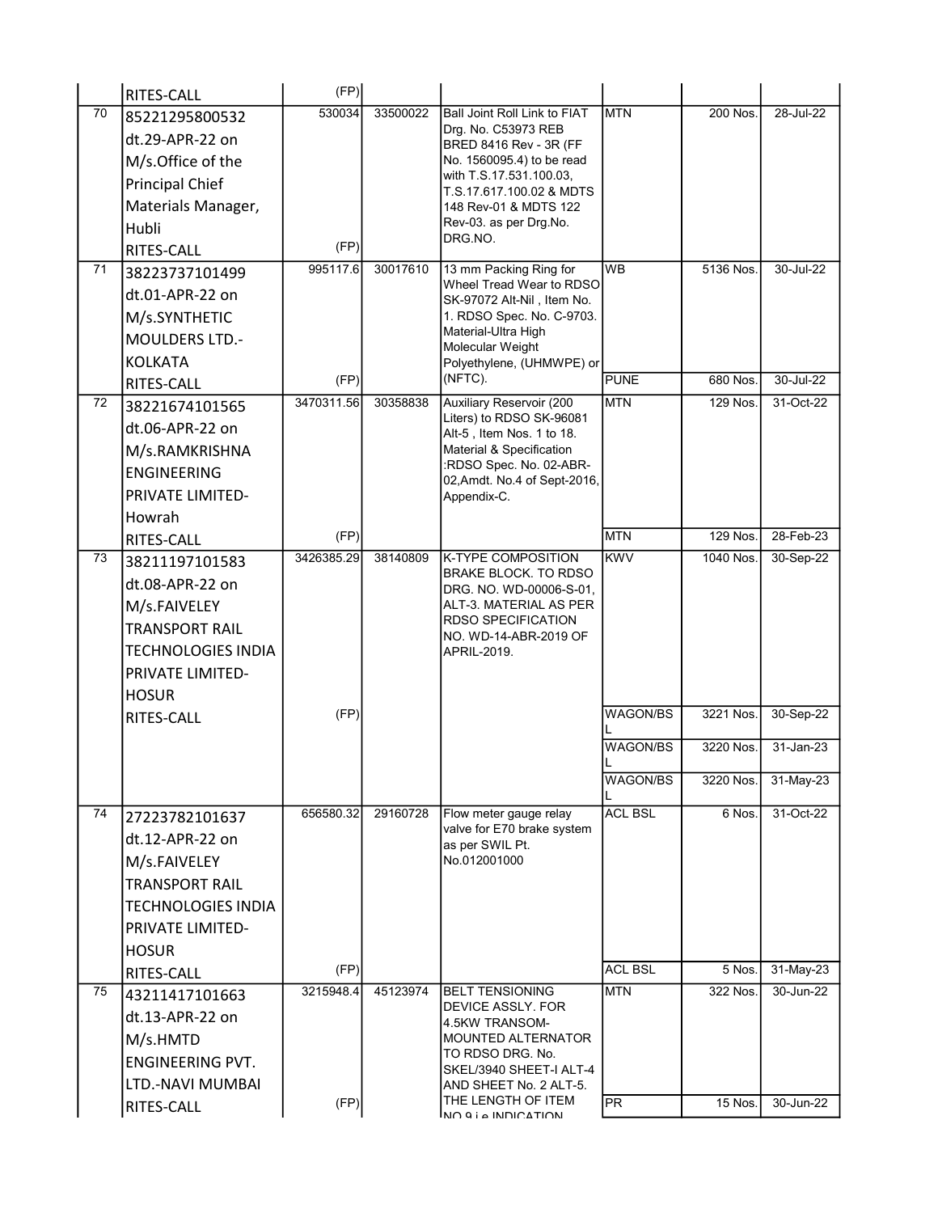| | | | | | | | |
|---|---|---|---|---|---|---|---|
| | RITES-CALL | (FP) | | | | | |
| 70 | 85221295800532 dt.29-APR-22 on M/s.Office of the Principal Chief Materials Manager, Hubli RITES-CALL | 530034 (FP) | 33500022 | Ball Joint Roll Link to FIAT Drg. No. C53973 REB BRED 8416 Rev - 3R (FF No. 1560095.4) to be read with T.S.17.531.100.03, T.S.17.617.100.02 & MDTS 148 Rev-01 & MDTS 122 Rev-03. as per Drg.No. DRG.NO. | MTN | 200 Nos. | 28-Jul-22 |
| 71 | 38223737101499 dt.01-APR-22 on M/s.SYNTHETIC MOULDERS LTD.-KOLKATA RITES-CALL | 995117.6 (FP) | 30017610 | 13 mm Packing Ring for Wheel Tread Wear to RDSO SK-97072 Alt-Nil , Item No. 1. RDSO Spec. No. C-9703. Material-Ultra High Molecular Weight Polyethylene, (UHMWPE) or (NFTC). | WB | 5136 Nos. | 30-Jul-22 |
| | | | | | PUNE | 680 Nos. | 30-Jul-22 |
| 72 | 38221674101565 dt.06-APR-22 on M/s.RAMKRISHNA ENGINEERING PRIVATE LIMITED-Howrah RITES-CALL | 3470311.56 (FP) | 30358838 | Auxiliary Reservoir (200 Liters) to RDSO SK-96081 Alt-5 , Item Nos. 1 to 18. Material & Specification :RDSO Spec. No. 02-ABR-02,Amdt. No.4 of Sept-2016, Appendix-C. | MTN | 129 Nos. | 31-Oct-22 |
| | | | | | MTN | 129 Nos. | 28-Feb-23 |
| 73 | 38211197101583 dt.08-APR-22 on M/s.FAIVELEY TRANSPORT RAIL TECHNOLOGIES INDIA PRIVATE LIMITED-HOSUR RITES-CALL | 3426385.29 (FP) | 38140809 | K-TYPE COMPOSITION BRAKE BLOCK. TO RDSO DRG. NO. WD-00006-S-01, ALT-3. MATERIAL AS PER RDSO SPECIFICATION NO. WD-14-ABR-2019 OF APRIL-2019. | KWV | 1040 Nos. | 30-Sep-22 |
| | | | | | WAGON/BSL | 3221 Nos. | 30-Sep-22 |
| | | | | | WAGON/BSL | 3220 Nos. | 31-Jan-23 |
| | | | | | WAGON/BSL | 3220 Nos. | 31-May-23 |
| 74 | 27223782101637 dt.12-APR-22 on M/s.FAIVELEY TRANSPORT RAIL TECHNOLOGIES INDIA PRIVATE LIMITED-HOSUR RITES-CALL | 656580.32 (FP) | 29160728 | Flow meter gauge relay valve for E70 brake system as per SWIL Pt. No.012001000 | ACL BSL | 6 Nos. | 31-Oct-22 |
| | | | | | ACL BSL | 5 Nos. | 31-May-23 |
| 75 | 43211417101663 dt.13-APR-22 on M/s.HMTD ENGINEERING PVT. LTD.-NAVI MUMBAI RITES-CALL | 3215948.4 (FP) | 45123974 | BELT TENSIONING DEVICE ASSLY. FOR 4.5KW TRANSOM-MOUNTED ALTERNATOR TO RDSO DRG. No. SKEL/3940 SHEET-I ALT-4 AND SHEET No. 2 ALT-5. THE LENGTH OF ITEM NO 9 i.e INDICATION | MTN | 322 Nos. | 30-Jun-22 |
| | | | | | PR | 15 Nos. | 30-Jun-22 |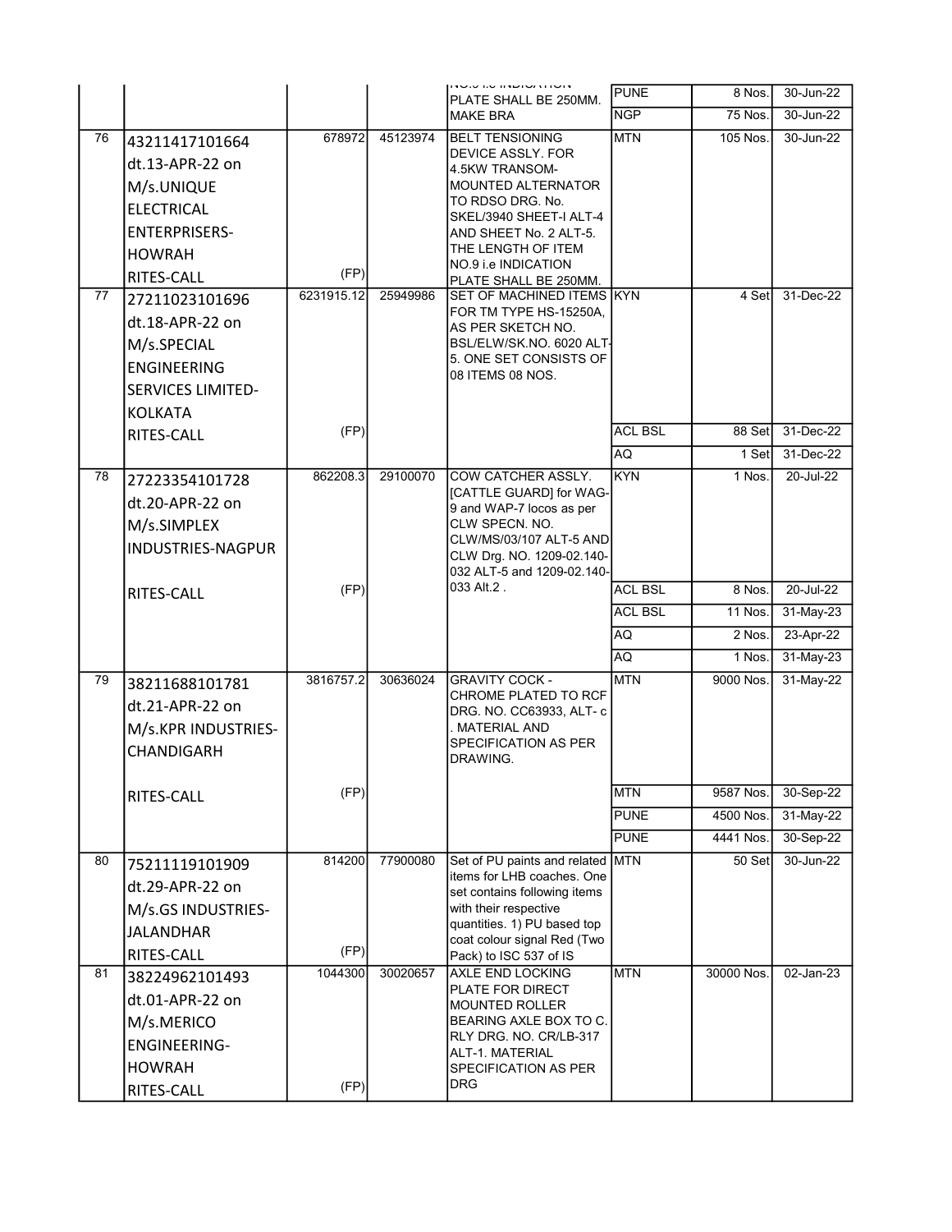|  |  |  |  | NO.9 i.e INDICATION PLATE SHALL BE 250MM. MAKE BRA | PUNE | 8 Nos. | 30-Jun-22 |
| --- | --- | --- | --- | --- | --- | --- | --- |
|  |  |  |  |  | NGP | 75 Nos. | 30-Jun-22 |
| 76 | 43211417101664 dt.13-APR-22 on M/s.UNIQUE ELECTRICAL ENTERPRISERS-HOWRAH RITES-CALL | 678972 (FP) | 45123974 | BELT TENSIONING DEVICE ASSLY. FOR 4.5KW TRANSOM-MOUNTED ALTERNATOR TO RDSO DRG. No. SKEL/3940 SHEET-I ALT-4 AND SHEET No. 2 ALT-5. THE LENGTH OF ITEM NO.9 i.e INDICATION PLATE SHALL BE 250MM. | MTN | 105 Nos. | 30-Jun-22 |
| 77 | 27211023101696 dt.18-APR-22 on M/s.SPECIAL ENGINEERING SERVICES LIMITED-KOLKATA RITES-CALL | 6231915.12 (FP) | 25949986 | SET OF MACHINED ITEMS FOR TM TYPE HS-15250A, AS PER SKETCH NO. BSL/ELW/SK.NO. 6020 ALT-5. ONE SET CONSISTS OF 08 ITEMS 08 NOS. | KYN | 4 Set | 31-Dec-22 |
|  |  |  |  |  | ACL BSL | 88 Set | 31-Dec-22 |
|  |  |  |  |  | AQ | 1 Set | 31-Dec-22 |
| 78 | 27223354101728 dt.20-APR-22 on M/s.SIMPLEX INDUSTRIES-NAGPUR RITES-CALL | 862208.3 (FP) | 29100070 | COW CATCHER ASSLY. [CATTLE GUARD] for WAG-9 and WAP-7 locos as per CLW SPECN. NO. CLW/MS/03/107 ALT-5 AND CLW Drg. NO. 1209-02.140-032 ALT-5 and 1209-02.140-033 Alt.2 . | KYN | 1 Nos. | 20-Jul-22 |
|  |  |  |  |  | ACL BSL | 8 Nos. | 20-Jul-22 |
|  |  |  |  |  | ACL BSL | 11 Nos. | 31-May-23 |
|  |  |  |  |  | AQ | 2 Nos. | 23-Apr-22 |
|  |  |  |  |  | AQ | 1 Nos. | 31-May-23 |
| 79 | 38211688101781 dt.21-APR-22 on M/s.KPR INDUSTRIES-CHANDIGARH RITES-CALL | 3816757.2 (FP) | 30636024 | GRAVITY COCK - CHROME PLATED TO RCF DRG. NO. CC63933, ALT- c . MATERIAL AND SPECIFICATION AS PER DRAWING. | MTN | 9000 Nos. | 31-May-22 |
|  |  |  |  |  | MTN | 9587 Nos. | 30-Sep-22 |
|  |  |  |  |  | PUNE | 4500 Nos. | 31-May-22 |
|  |  |  |  |  | PUNE | 4441 Nos. | 30-Sep-22 |
| 80 | 75211119101909 dt.29-APR-22 on M/s.GS INDUSTRIES-JALANDHAR RITES-CALL | 814200 (FP) | 77900080 | Set of PU paints and related items for LHB coaches. One set contains following items with their respective quantities. 1) PU based top coat colour signal Red (Two Pack) to ISC 537 of IS | MTN | 50 Set | 30-Jun-22 |
| 81 | 38224962101493 dt.01-APR-22 on M/s.MERICO ENGINEERING-HOWRAH RITES-CALL | 1044300 (FP) | 30020657 | AXLE END LOCKING PLATE FOR DIRECT MOUNTED ROLLER BEARING AXLE BOX TO C. RLY DRG. NO. CR/LB-317 ALT-1. MATERIAL SPECIFICATION AS PER DRG | MTN | 30000 Nos. | 02-Jan-23 |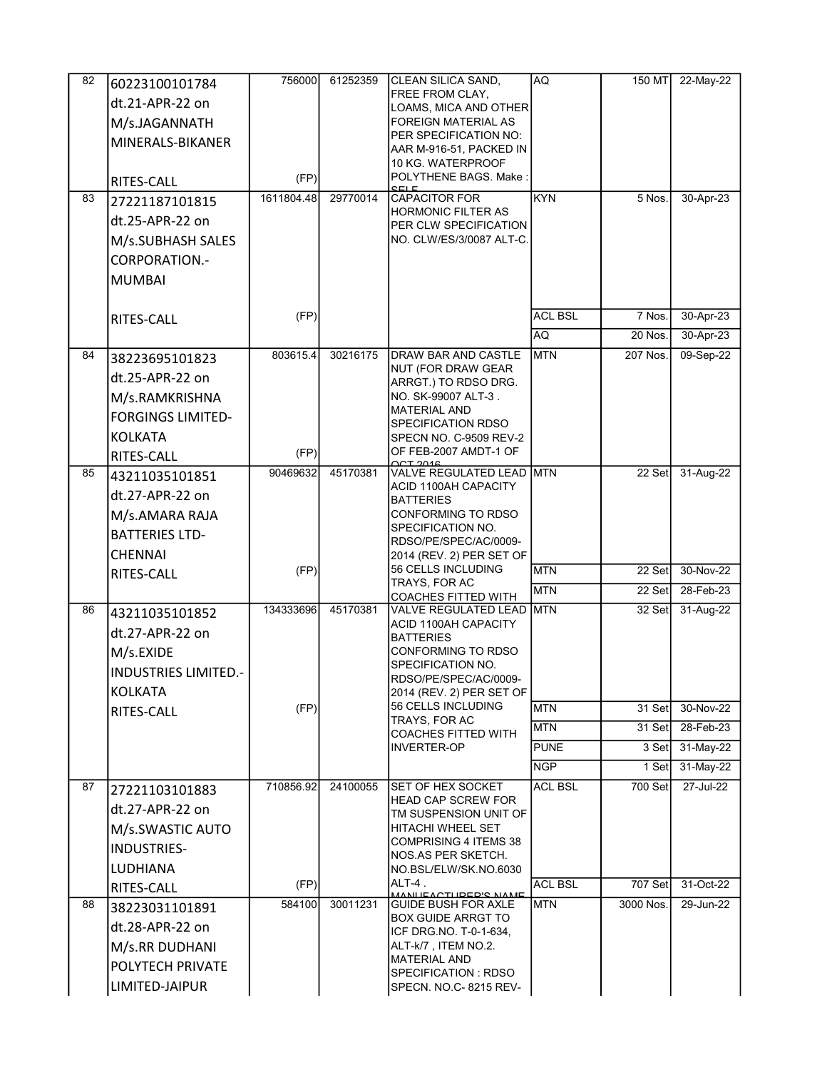| | | | | | | | |
|---|---|---|---|---|---|---|---|
| 82 | 60223100101784 dt.21-APR-22 on M/s.JAGANNATH MINERALS-BIKANER RITES-CALL | 756000 (FP) | 61252359 | CLEAN SILICA SAND, FREE FROM CLAY, LOAMS, MICA AND OTHER FOREIGN MATERIAL AS PER SPECIFICATION NO: AAR M-916-51, PACKED IN 10 KG. WATERPROOF POLYTHENE BAGS. Make : SELF | AQ | 150 MT | 22-May-22 |
| 83 | 27221187101815 dt.25-APR-22 on M/s.SUBHASH SALES CORPORATION.-MUMBAI RITES-CALL | 1611804.48 (FP) | 29770014 | CAPACITOR FOR HORMONIC FILTER AS PER CLW SPECIFICATION NO. CLW/ES/3/0087 ALT-C. | KYN | 5 Nos. | 30-Apr-23 |
| | | | | | ACL BSL | 7 Nos. | 30-Apr-23 |
| | | | | | AQ | 20 Nos. | 30-Apr-23 |
| 84 | 38223695101823 dt.25-APR-22 on M/s.RAMKRISHNA FORGINGS LIMITED-KOLKATA RITES-CALL | 803615.4 (FP) | 30216175 | DRAW BAR AND CASTLE NUT (FOR DRAW GEAR ARRGT.) TO RDSO DRG. NO. SK-99007 ALT-3 . MATERIAL AND SPECIFICATION RDSO SPECN NO. C-9509 REV-2 OF FEB-2007 AMDT-1 OF OCT 2016 | MTN | 207 Nos. | 09-Sep-22 |
| 85 | 43211035101851 dt.27-APR-22 on M/s.AMARA RAJA BATTERIES LTD-CHENNAI RITES-CALL | 90469632 (FP) | 45170381 | VALVE REGULATED LEAD ACID 1100AH CAPACITY BATTERIES CONFORMING TO RDSO SPECIFICATION NO. RDSO/PE/SPEC/AC/0009-2014 (REV. 2) PER SET OF 56 CELLS INCLUDING TRAYS, FOR AC COACHES FITTED WITH | MTN | 22 Set | 31-Aug-22 |
| | | | | | MTN | 22 Set | 30-Nov-22 |
| | | | | | MTN | 22 Set | 28-Feb-23 |
| 86 | 43211035101852 dt.27-APR-22 on M/s.EXIDE INDUSTRIES LIMITED.-KOLKATA RITES-CALL | 134333696 (FP) | 45170381 | VALVE REGULATED LEAD ACID 1100AH CAPACITY BATTERIES CONFORMING TO RDSO SPECIFICATION NO. RDSO/PE/SPEC/AC/0009-2014 (REV. 2) PER SET OF 56 CELLS INCLUDING TRAYS, FOR AC COACHES FITTED WITH INVERTER-OP | MTN | 32 Set | 31-Aug-22 |
| | | | | | MTN | 31 Set | 30-Nov-22 |
| | | | | | MTN | 31 Set | 28-Feb-23 |
| | | | | | PUNE | 3 Set | 31-May-22 |
| | | | | | NGP | 1 Set | 31-May-22 |
| 87 | 27221103101883 dt.27-APR-22 on M/s.SWASTIC AUTO INDUSTRIES-LUDHIANA RITES-CALL | 710856.92 (FP) | 24100055 | SET OF HEX SOCKET HEAD CAP SCREW FOR TM SUSPENSION UNIT OF HITACHI WHEEL SET COMPRISING 4 ITEMS 38 NOS.AS PER SKETCH. NO.BSL/ELW/SK.NO.6030 ALT-4 . MANUFACTURER'S NAME | ACL BSL | 700 Set | 27-Jul-22 |
| | | | | | ACL BSL | 707 Set | 31-Oct-22 |
| 88 | 38223031101891 dt.28-APR-22 on M/s.RR DUDHANI POLYTECH PRIVATE LIMITED-JAIPUR | 584100 | 30011231 | GUIDE BUSH FOR AXLE BOX GUIDE ARRGT TO ICF DRG.NO. T-0-1-634, ALT-k/7 , ITEM NO.2. MATERIAL AND SPECIFICATION : RDSO SPECN. NO.C- 8215 REV- | MTN | 3000 Nos. | 29-Jun-22 |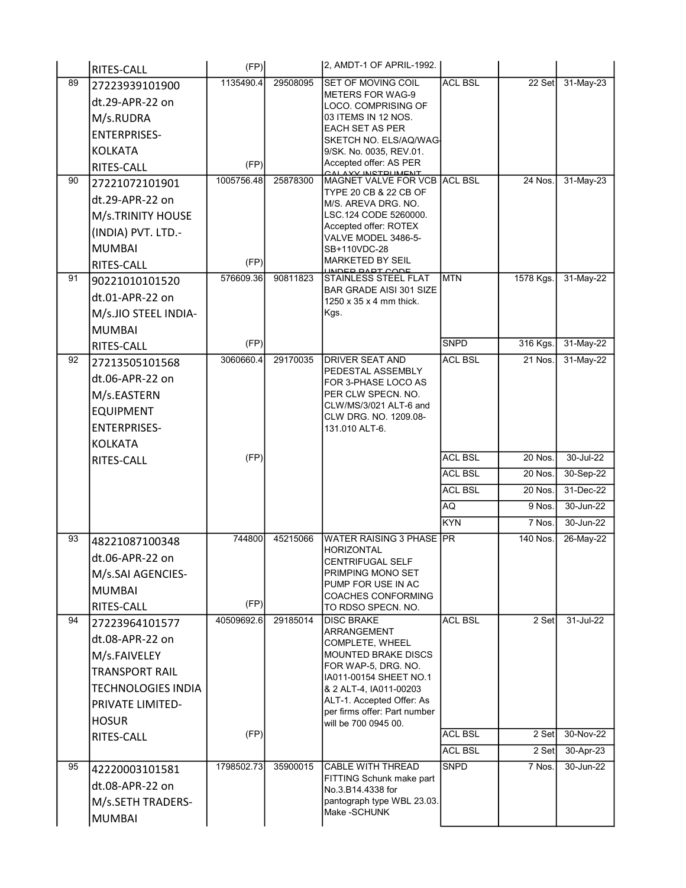| | | | | | | | |
|---|---|---|---|---|---|---|---|
| | RITES-CALL | (FP) | | 2, AMDT-1 OF APRIL-1992. | | | |
| 89 | 27223939101900 dt.29-APR-22 on M/s.RUDRA ENTERPRISES-KOLKATA RITES-CALL | 1135490.4 (FP) | 29508095 | SET OF MOVING COIL METERS FOR WAG-9 LOCO. COMPRISING OF 03 ITEMS IN 12 NOS. EACH SET AS PER SKETCH NO. ELS/AQ/WAG-9/SK. No. 0035, REV.01. Accepted offer: AS PER GALAXY INSTRUMENT | ACL BSL | 22 Set | 31-May-23 |
| 90 | 27221072101901 dt.29-APR-22 on M/s.TRINITY HOUSE (INDIA) PVT. LTD.-MUMBAI RITES-CALL | 1005756.48 (FP) | 25878300 | MAGNET VALVE FOR VCB TYPE 20 CB & 22 CB OF M/S. AREVA DRG. NO. LSC.124 CODE 5260000. Accepted offer: ROTEX VALVE MODEL 3486-5-SB+110VDC-28 MARKETED BY SEIL UNDER PART CODE | ACL BSL | 24 Nos. | 31-May-23 |
| 91 | 90221010101520 dt.01-APR-22 on M/s.JIO STEEL INDIA-MUMBAI RITES-CALL | 576609.36 (FP) | 90811823 | STAINLESS STEEL FLAT BAR GRADE AISI 301 SIZE 1250 x 35 x 4 mm thick. Kgs. | MTN | 1578 Kgs. | 31-May-22 |
| | | | | | SNPD | 316 Kgs. | 31-May-22 |
| 92 | 27213505101568 dt.06-APR-22 on M/s.EASTERN EQUIPMENT ENTERPRISES-KOLKATA RITES-CALL | 3060660.4 (FP) | 29170035 | DRIVER SEAT AND PEDESTAL ASSEMBLY FOR 3-PHASE LOCO AS PER CLW SPECN. NO. CLW/MS/3/021 ALT-6 and CLW DRG. NO. 1209.08-131.010 ALT-6. | ACL BSL | 21 Nos. | 31-May-22 |
| | | | | | ACL BSL | 20 Nos. | 30-Jul-22 |
| | | | | | ACL BSL | 20 Nos. | 30-Sep-22 |
| | | | | | ACL BSL | 20 Nos. | 31-Dec-22 |
| | | | | | AQ | 9 Nos. | 30-Jun-22 |
| | | | | | KYN | 7 Nos. | 30-Jun-22 |
| 93 | 48221087100348 dt.06-APR-22 on M/s.SAI AGENCIES-MUMBAI RITES-CALL | 744800 (FP) | 45215066 | WATER RAISING 3 PHASE HORIZONTAL CENTRIFUGAL SELF PRIMPING MONO SET PUMP FOR USE IN AC COACHES CONFORMING TO RDSO SPECN. NO. | PR | 140 Nos. | 26-May-22 |
| 94 | 27223964101577 dt.08-APR-22 on M/s.FAIVELEY TRANSPORT RAIL TECHNOLOGIES INDIA PRIVATE LIMITED-HOSUR RITES-CALL | 40509692.6 (FP) | 29185014 | DISC BRAKE ARRANGEMENT COMPLETE, WHEEL MOUNTED BRAKE DISCS FOR WAP-5, DRG. NO. IA011-00154 SHEET NO.1 & 2 ALT-4, IA011-00203 ALT-1. Accepted Offer: As per firms offer: Part number will be 700 0945 00. | ACL BSL | 2 Set | 31-Jul-22 |
| | | | | | ACL BSL | 2 Set | 30-Nov-22 |
| | | | | | ACL BSL | 2 Set | 30-Apr-23 |
| 95 | 42220003101581 dt.08-APR-22 on M/s.SETH TRADERS-MUMBAI | 1798502.73 | 35900015 | CABLE WITH THREAD FITTING Schunk make part No.3.B14.4338 for pantograph type WBL 23.03. Make -SCHUNK | SNPD | 7 Nos. | 30-Jun-22 |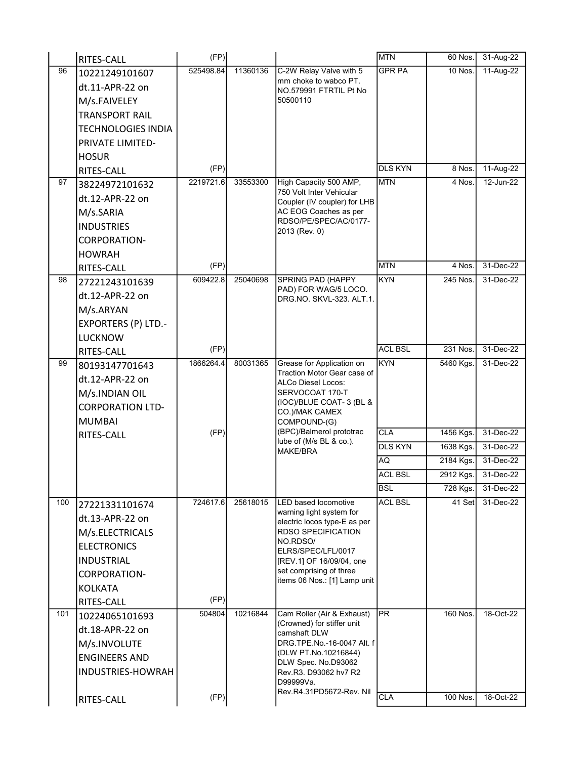| | | | | | | | |
|---|---|---|---|---|---|---|---|
| | RITES-CALL | (FP) | | | MTN | 60 Nos. | 31-Aug-22 |
| 96 | 10221249101607 dt.11-APR-22 on M/s.FAIVELEY TRANSPORT RAIL TECHNOLOGIES INDIA PRIVATE LIMITED-HOSUR | 525498.84 | 11360136 | C-2W Relay Valve with 5 mm choke to wabco PT. NO.579991 FTRTIL Pt No 50500110 | GPR PA | 10 Nos. | 11-Aug-22 |
| | RITES-CALL | (FP) | | | DLS KYN | 8 Nos. | 11-Aug-22 |
| 97 | 38224972101632 dt.12-APR-22 on M/s.SARIA INDUSTRIES CORPORATION-HOWRAH | 2219721.6 | 33553300 | High Capacity 500 AMP, 750 Volt Inter Vehicular Coupler (IV coupler) for LHB AC EOG Coaches as per RDSO/PE/SPEC/AC/0177-2013 (Rev. 0) | MTN | 4 Nos. | 12-Jun-22 |
| | RITES-CALL | (FP) | | | MTN | 4 Nos. | 31-Dec-22 |
| 98 | 27221243101639 dt.12-APR-22 on M/s.ARYAN EXPORTERS (P) LTD.-LUCKNOW | 609422.8 | 25040698 | SPRING PAD (HAPPY PAD) FOR WAG/5 LOCO. DRG.NO. SKVL-323. ALT.1. | KYN | 245 Nos. | 31-Dec-22 |
| | RITES-CALL | (FP) | | | ACL BSL | 231 Nos. | 31-Dec-22 |
| 99 | 80193147701643 dt.12-APR-22 on M/s.INDIAN OIL CORPORATION LTD-MUMBAI | 1866264.4 | 80031365 | Grease for Application on Traction Motor Gear case of ALCo Diesel Locos: SERVOCOAT 170-T (IOC)/BLUE COAT- 3 (BL & CO.)/MAK CAMEX COMPOUND-(G) (BPC)/Balmerol prototrac lube of (M/s BL & co.). MAKE/BRA | KYN | 5460 Kgs. | 31-Dec-22 |
| | RITES-CALL | (FP) | | | CLA | 1456 Kgs. | 31-Dec-22 |
| | | | | | DLS KYN | 1638 Kgs. | 31-Dec-22 |
| | | | | | AQ | 2184 Kgs. | 31-Dec-22 |
| | | | | | ACL BSL | 2912 Kgs. | 31-Dec-22 |
| | | | | | BSL | 728 Kgs. | 31-Dec-22 |
| 100 | 27221331101674 dt.13-APR-22 on M/s.ELECTRICALS ELECTRONICS INDUSTRIAL CORPORATION-KOLKATA RITES-CALL | 724617.6 (FP) | 25618015 | LED based locomotive warning light system for electric locos type-E as per RDSO SPECIFICATION NO.RDSO/ ELRS/SPEC/LFL/0017 [REV.1] OF 16/09/04, one set comprising of three items 06 Nos.: [1] Lamp unit | ACL BSL | 41 Set | 31-Dec-22 |
| 101 | 10224065101693 dt.18-APR-22 on M/s.INVOLUTE ENGINEERS AND INDUSTRIES-HOWRAH | 504804 | 10216844 | Cam Roller (Air & Exhaust) (Crowned) for stiffer unit camshaft DLW DRG.TPE.No.-16-0047 Alt. f (DLW PT.No.10216844) DLW Spec. No.D93062 Rev.R3. D93062 hv7 R2 D99999Va. Rev.R4.31PD5672-Rev. Nil | PR | 160 Nos. | 18-Oct-22 |
| | RITES-CALL | (FP) | | | CLA | 100 Nos. | 18-Oct-22 |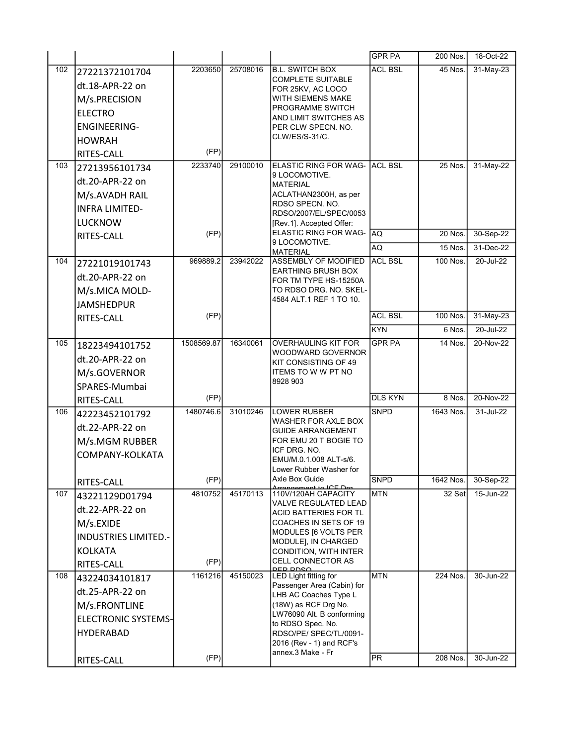| | | | | | | | |
|---|---|---|---|---|---|---|---|
| | | | | | GPR PA | 200 Nos. | 18-Oct-22 |
| 102 | 27221372101704 dt.18-APR-22 on M/s.PRECISION ELECTRO ENGINEERING-HOWRAH RITES-CALL | 2203650 (FP) | 25708016 | B.L. SWITCH BOX COMPLETE SUITABLE FOR 25KV, AC LOCO WITH SIEMENS MAKE PROGRAMME SWITCH AND LIMIT SWITCHES AS PER CLW SPECN. NO. CLW/ES/S-31/C. | ACL BSL | 45 Nos. | 31-May-23 |
| 103 | 27213956101734 dt.20-APR-22 on M/s.AVADH RAIL INFRA LIMITED-LUCKNOW RITES-CALL | 2233740 (FP) | 29100010 | ELASTIC RING FOR WAG-9 LOCOMOTIVE. MATERIAL ACLATHAN2300H, as per RDSO SPECN. NO. RDSO/2007/EL/SPEC/0053 [Rev.1]. Accepted Offer: ELASTIC RING FOR WAG-9 LOCOMOTIVE. MATERIAL | ACL BSL | 25 Nos. | 31-May-22 |
| | | | | | AQ | 20 Nos. | 30-Sep-22 |
| | | | | | AQ | 15 Nos. | 31-Dec-22 |
| 104 | 27221019101743 dt.20-APR-22 on M/s.MICA MOLD-JAMSHEDPUR RITES-CALL | 969889.2 (FP) | 23942022 | ASSEMBLY OF MODIFIED EARTHING BRUSH BOX FOR TM TYPE HS-15250A TO RDSO DRG. NO. SKEL-4584 ALT.1 REF 1 TO 10. | ACL BSL | 100 Nos. | 20-Jul-22 |
| | | | | | ACL BSL | 100 Nos. | 31-May-23 |
| | | | | | KYN | 6 Nos. | 20-Jul-22 |
| 105 | 18223494101752 dt.20-APR-22 on M/s.GOVERNOR SPARES-Mumbai RITES-CALL | 1508569.87 (FP) | 16340061 | OVERHAULING KIT FOR WOODWARD GOVERNOR KIT CONSISTING OF 49 ITEMS TO W W PT NO 8928 903 | GPR PA | 14 Nos. | 20-Nov-22 |
| | | | | | DLS KYN | 8 Nos. | 20-Nov-22 |
| 106 | 42223452101792 dt.22-APR-22 on M/s.MGM RUBBER COMPANY-KOLKATA RITES-CALL | 1480746.6 (FP) | 31010246 | LOWER RUBBER WASHER FOR AXLE BOX GUIDE ARRANGEMENT FOR EMU 20 T BOGIE TO ICF DRG. NO. EMU/M.0.1.008 ALT-s/6. Lower Rubber Washer for Axle Box Guide Arrangement to ICF Drg | SNPD | 1643 Nos. | 31-Jul-22 |
| | | | | | SNPD | 1642 Nos. | 30-Sep-22 |
| 107 | 43221129D01794 dt.22-APR-22 on M/s.EXIDE INDUSTRIES LIMITED.-KOLKATA RITES-CALL | 4810752 (FP) | 45170113 | 110V/120AH CAPACITY VALVE REGULATED LEAD ACID BATTERIES FOR TL COACHES IN SETS OF 19 MODULES [6 VOLTS PER MODULE], IN CHARGED CONDITION, WITH INTER CELL CONNECTOR AS PER RDSO | MTN | 32 Set | 15-Jun-22 |
| 108 | 43224034101817 dt.25-APR-22 on M/s.FRONTLINE ELECTRONIC SYSTEMS-HYDERABAD RITES-CALL | 1161216 (FP) | 45150023 | LED Light fitting for Passenger Area (Cabin) for LHB AC Coaches Type L (18W) as RCF Drg No. LW76090 Alt. B conforming to RDSO Spec. No. RDSO/PE/ SPEC/TL/0091-2016 (Rev - 1) and RCF's annex.3 Make - Fr | MTN | 224 Nos. | 30-Jun-22 |
| | | | | | PR | 208 Nos. | 30-Jun-22 |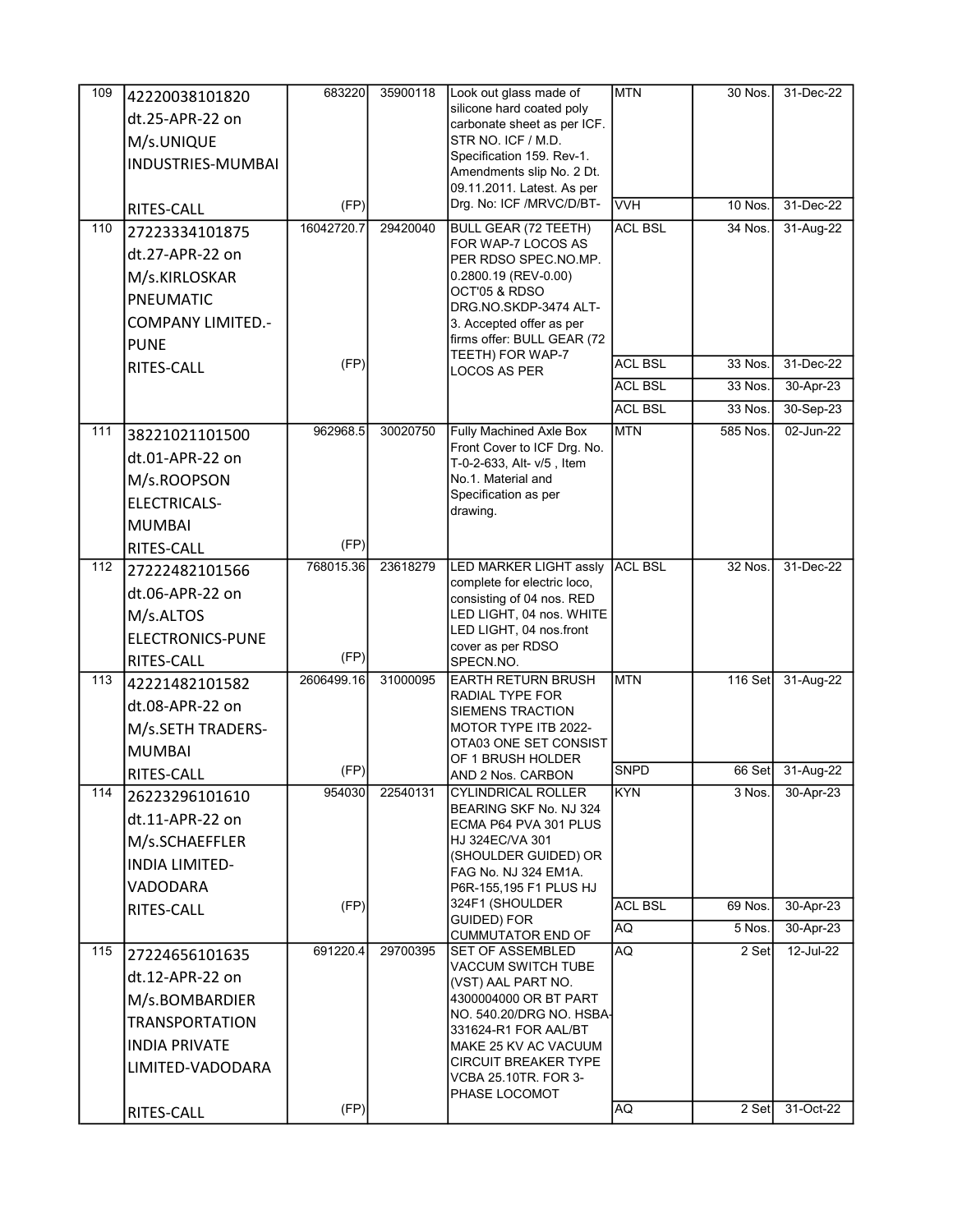| 109 | 42220038101820 dt.25-APR-22 on M/s.UNIQUE INDUSTRIES-MUMBAI RITES-CALL | 683220 (FP) | 35900118 | Look out glass made of silicone hard coated poly carbonate sheet as per ICF. STR NO. ICF / M.D. Specification 159. Rev-1. Amendments slip No. 2 Dt. 09.11.2011. Latest. As per Drg. No: ICF /MRVC/D/BT- | MTN | 30 Nos. | 31-Dec-22 |
|---|---|---|---|---|---|---|---|
| | | | | | VVH | 10 Nos. | 31-Dec-22 |
| 110 | 27223334101875 dt.27-APR-22 on M/s.KIRLOSKAR PNEUMATIC COMPANY LIMITED.-PUNE RITES-CALL | 16042720.7 (FP) | 29420040 | BULL GEAR (72 TEETH) FOR WAP-7 LOCOS AS PER RDSO SPEC.NO.MP. 0.2800.19 (REV-0.00) OCT'05 & RDSO DRG.NO.SKDP-3474 ALT-3. Accepted offer as per firms offer: BULL GEAR (72 TEETH) FOR WAP-7 LOCOS AS PER | ACL BSL | 34 Nos. | 31-Aug-22 |
| | | | | | ACL BSL | 33 Nos. | 31-Dec-22 |
| | | | | | ACL BSL | 33 Nos. | 30-Apr-23 |
| | | | | | ACL BSL | 33 Nos. | 30-Sep-23 |
| 111 | 38221021101500 dt.01-APR-22 on M/s.ROOPSON ELECTRICALS-MUMBAI RITES-CALL | 962968.5 (FP) | 30020750 | Fully Machined Axle Box Front Cover to ICF Drg. No. T-0-2-633, Alt- v/5 , Item No.1. Material and Specification as per drawing. | MTN | 585 Nos. | 02-Jun-22 |
| 112 | 27222482101566 dt.06-APR-22 on M/s.ALTOS ELECTRONICS-PUNE RITES-CALL | 768015.36 (FP) | 23618279 | LED MARKER LIGHT assly complete for electric loco, consisting of 04 nos. RED LED LIGHT, 04 nos. WHITE LED LIGHT, 04 nos.front cover as per RDSO SPECN.NO. | ACL BSL | 32 Nos. | 31-Dec-22 |
| 113 | 42221482101582 dt.08-APR-22 on M/s.SETH TRADERS-MUMBAI RITES-CALL | 2606499.16 (FP) | 31000095 | EARTH RETURN BRUSH RADIAL TYPE FOR SIEMENS TRACTION MOTOR TYPE ITB 2022-OTA03 ONE SET CONSIST OF 1 BRUSH HOLDER AND 2 Nos. CARBON | MTN | 116 Set | 31-Aug-22 |
| | | | | | SNPD | 66 Set | 31-Aug-22 |
| 114 | 26223296101610 dt.11-APR-22 on M/s.SCHAEFFLER INDIA LIMITED-VADODARA RITES-CALL | 954030 (FP) | 22540131 | CYLINDRICAL ROLLER BEARING SKF No. NJ 324 ECMA P64 PVA 301 PLUS HJ 324EC/VA 301 (SHOULDER GUIDED) OR FAG No. NJ 324 EM1A. P6R-155,195 F1 PLUS HJ 324F1 (SHOULDER GUIDED) FOR CUMMUTATOR END OF | KYN | 3 Nos. | 30-Apr-23 |
| | | | | | ACL BSL | 69 Nos. | 30-Apr-23 |
| | | | | | AQ | 5 Nos. | 30-Apr-23 |
| 115 | 27224656101635 dt.12-APR-22 on M/s.BOMBARDIER TRANSPORTATION INDIA PRIVATE LIMITED-VADODARA RITES-CALL | 691220.4 (FP) | 29700395 | SET OF ASSEMBLED VACCUM SWITCH TUBE (VST) AAL PART NO. 4300004000 OR BT PART NO. 540.20/DRG NO. HSBA-331624-R1 FOR AAL/BT MAKE 25 KV AC VACUUM CIRCUIT BREAKER TYPE VCBA 25.10TR. FOR 3-PHASE LOCOMOT | AQ | 2 Set | 12-Jul-22 |
| | | | | | AQ | 2 Set | 31-Oct-22 |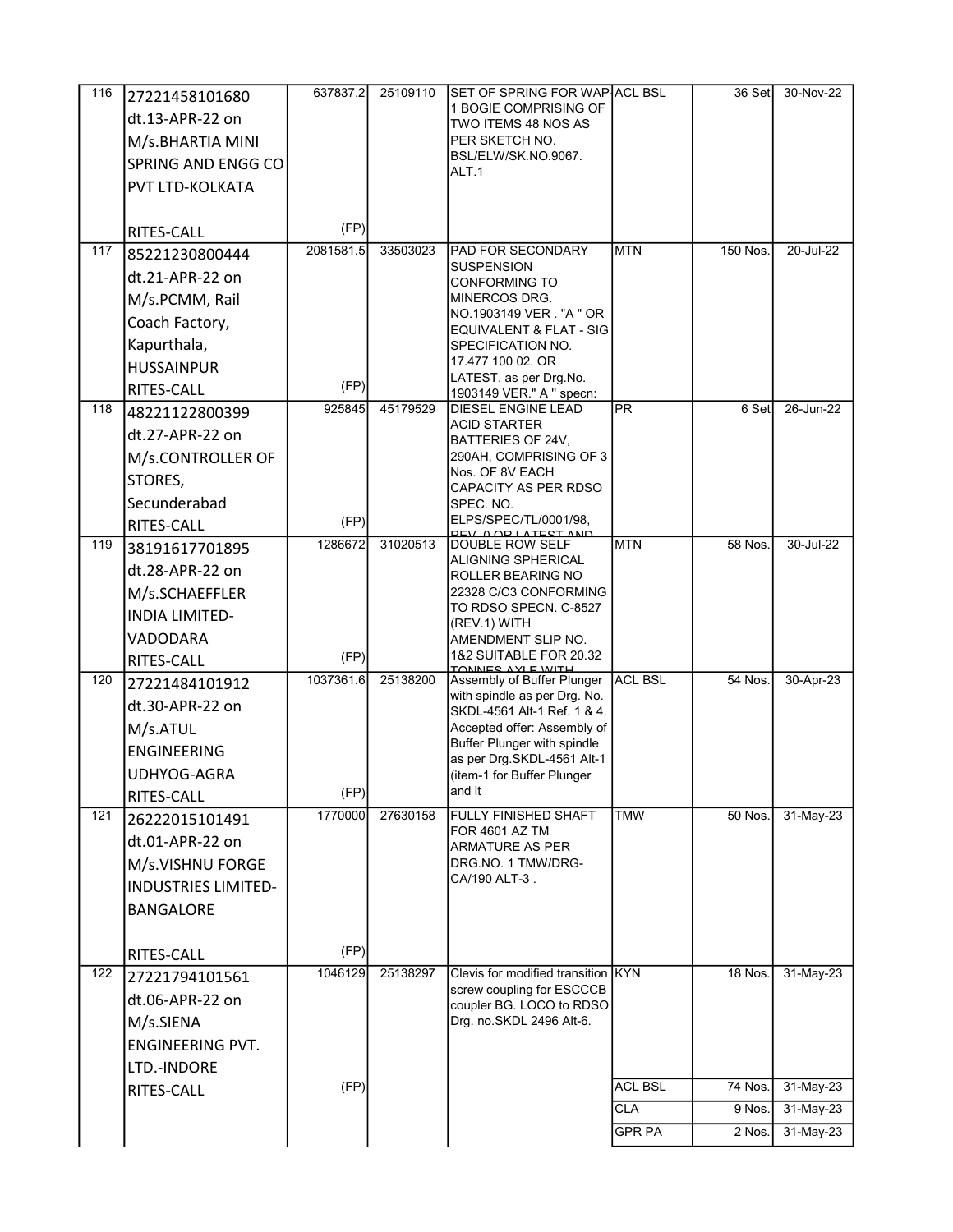| | | | | | | | |
|---|---|---|---|---|---|---|---|
| 116 | 27221458101680 dt.13-APR-22 on M/s.BHARTIA MINI SPRING AND ENGG CO PVT LTD-KOLKATA RITES-CALL | 637837.2 (FP) | 25109110 | SET OF SPRING FOR WAP-1 BOGIE COMPRISING OF TWO ITEMS 48 NOS AS PER SKETCH NO. BSL/ELW/SK.NO.9067. ALT.1 | ACL BSL | 36 Set | 30-Nov-22 |
| 117 | 85221230800444 dt.21-APR-22 on M/s.PCMM, Rail Coach Factory, Kapurthala, HUSSAINPUR RITES-CALL | 2081581.5 (FP) | 33503023 | PAD FOR SECONDARY SUSPENSION CONFORMING TO MINERCOS DRG. NO.1903149 VER . "A " OR EQUIVALENT & FLAT - SIG SPECIFICATION NO. 17.477 100 02. OR LATEST. as per Drg.No. 1903149 VER." A " specn: | MTN | 150 Nos. | 20-Jul-22 |
| 118 | 48221122800399 dt.27-APR-22 on M/s.CONTROLLER OF STORES, Secunderabad RITES-CALL | 925845 (FP) | 45179529 | DIESEL ENGINE LEAD ACID STARTER BATTERIES OF 24V, 290AH, COMPRISING OF 3 Nos. OF 8V EACH CAPACITY AS PER RDSO SPEC. NO. ELPS/SPEC/TL/0001/98, REV. 0 OR LATEST AND | PR | 6 Set | 26-Jun-22 |
| 119 | 38191617701895 dt.28-APR-22 on M/s.SCHAEFFLER INDIA LIMITED-VADODARA RITES-CALL | 1286672 (FP) | 31020513 | DOUBLE ROW SELF ALIGNING SPHERICAL ROLLER BEARING NO 22328 C/C3 CONFORMING TO RDSO SPECN. C-8527 (REV.1) WITH AMENDMENT SLIP NO. 1&2 SUITABLE FOR 20.32 TONNES AXLE WITH | MTN | 58 Nos. | 30-Jul-22 |
| 120 | 27221484101912 dt.30-APR-22 on M/s.ATUL ENGINEERING UDHYOG-AGRA RITES-CALL | 1037361.6 (FP) | 25138200 | Assembly of Buffer Plunger with spindle as per Drg. No. SKDL-4561 Alt-1 Ref. 1 & 4. Accepted offer: Assembly of Buffer Plunger with spindle as per Drg.SKDL-4561 Alt-1 (item-1 for Buffer Plunger and it | ACL BSL | 54 Nos. | 30-Apr-23 |
| 121 | 26222015101491 dt.01-APR-22 on M/s.VISHNU FORGE INDUSTRIES LIMITED-BANGALORE RITES-CALL | 1770000 (FP) | 27630158 | FULLY FINISHED SHAFT FOR 4601 AZ TM ARMATURE AS PER DRG.NO. 1 TMW/DRG-CA/190 ALT-3 . | TMW | 50 Nos. | 31-May-23 |
| 122 | 27221794101561 dt.06-APR-22 on M/s.SIENA ENGINEERING PVT. LTD.-INDORE RITES-CALL | 1046129 (FP) | 25138297 | Clevis for modified transition screw coupling for ESCCCB coupler BG. LOCO to RDSO Drg. no.SKDL 2496 Alt-6. | KYN | 18 Nos. | 31-May-23 |
| | | | | | ACL BSL | 74 Nos. | 31-May-23 |
| | | | | | CLA | 9 Nos. | 31-May-23 |
| | | | | | GPR PA | 2 Nos. | 31-May-23 |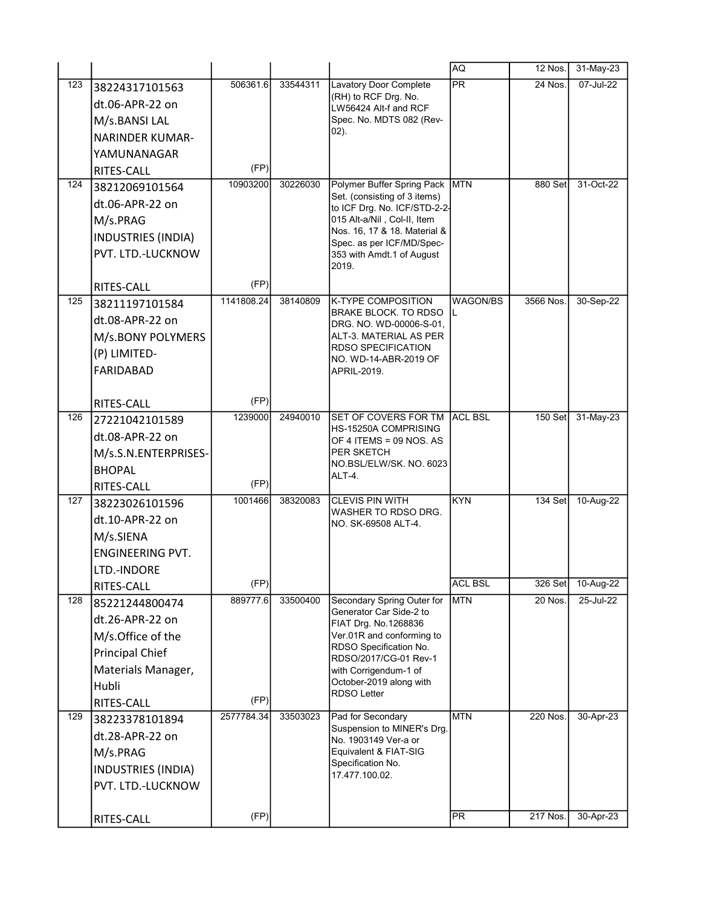| | | | | | | | |
|---|---|---|---|---|---|---|---|
| | | | | | AQ | 12 Nos. | 31-May-23 |
| 123 | 38224317101563 dt.06-APR-22 on M/s.BANSI LAL NARINDER KUMAR-YAMUNANAGAR RITES-CALL | 506361.6 (FP) | 33544311 | Lavatory Door Complete (RH) to RCF Drg. No. LW56424 Alt-f and RCF Spec. No. MDTS 082 (Rev-02). | PR | 24 Nos. | 07-Jul-22 |
| 124 | 38212069101564 dt.06-APR-22 on M/s.PRAG INDUSTRIES (INDIA) PVT. LTD.-LUCKNOW RITES-CALL | 10903200 (FP) | 30226030 | Polymer Buffer Spring Pack Set. (consisting of 3 items) to ICF Drg. No. ICF/STD-2-2-015 Alt-a/Nil , Col-II, Item Nos. 16, 17 & 18. Material & Spec. as per ICF/MD/Spec-353 with Amdt.1 of August 2019. | MTN | 880 Set | 31-Oct-22 |
| 125 | 38211197101584 dt.08-APR-22 on M/s.BONY POLYMERS (P) LIMITED-FARIDABAD RITES-CALL | 1141808.24 (FP) | 38140809 | K-TYPE COMPOSITION BRAKE BLOCK. TO RDSO DRG. NO. WD-00006-S-01, ALT-3. MATERIAL AS PER RDSO SPECIFICATION NO. WD-14-ABR-2019 OF APRIL-2019. | WAGON/BSL | 3566 Nos. | 30-Sep-22 |
| 126 | 27221042101589 dt.08-APR-22 on M/s.S.N.ENTERPRISES-BHOPAL RITES-CALL | 1239000 (FP) | 24940010 | SET OF COVERS FOR TM HS-15250A COMPRISING OF 4 ITEMS = 09 NOS. AS PER SKETCH NO.BSL/ELW/SK. NO. 6023 ALT-4. | ACL BSL | 150 Set | 31-May-23 |
| 127 | 38223026101596 dt.10-APR-22 on M/s.SIENA ENGINEERING PVT. LTD.-INDORE RITES-CALL | 1001466 (FP) | 38320083 | CLEVIS PIN WITH WASHER TO RDSO DRG. NO. SK-69508 ALT-4. | KYN | 134 Set | 10-Aug-22 |
| | | | | | ACL BSL | 326 Set | 10-Aug-22 |
| 128 | 85221244800474 dt.26-APR-22 on M/s.Office of the Principal Chief Materials Manager, Hubli RITES-CALL | 889777.6 (FP) | 33500400 | Secondary Spring Outer for Generator Car Side-2 to FIAT Drg. No.1268836 Ver.01R and conforming to RDSO Specification No. RDSO/2017/CG-01 Rev-1 with Corrigendum-1 of October-2019 along with RDSO Letter | MTN | 20 Nos. | 25-Jul-22 |
| 129 | 38223378101894 dt.28-APR-22 on M/s.PRAG INDUSTRIES (INDIA) PVT. LTD.-LUCKNOW RITES-CALL | 2577784.34 (FP) | 33503023 | Pad for Secondary Suspension to MINER's Drg. No. 1903149 Ver-a or Equivalent & FIAT-SIG Specification No. 17.477.100.02. | MTN | 220 Nos. | 30-Apr-23 |
| | | | | | PR | 217 Nos. | 30-Apr-23 |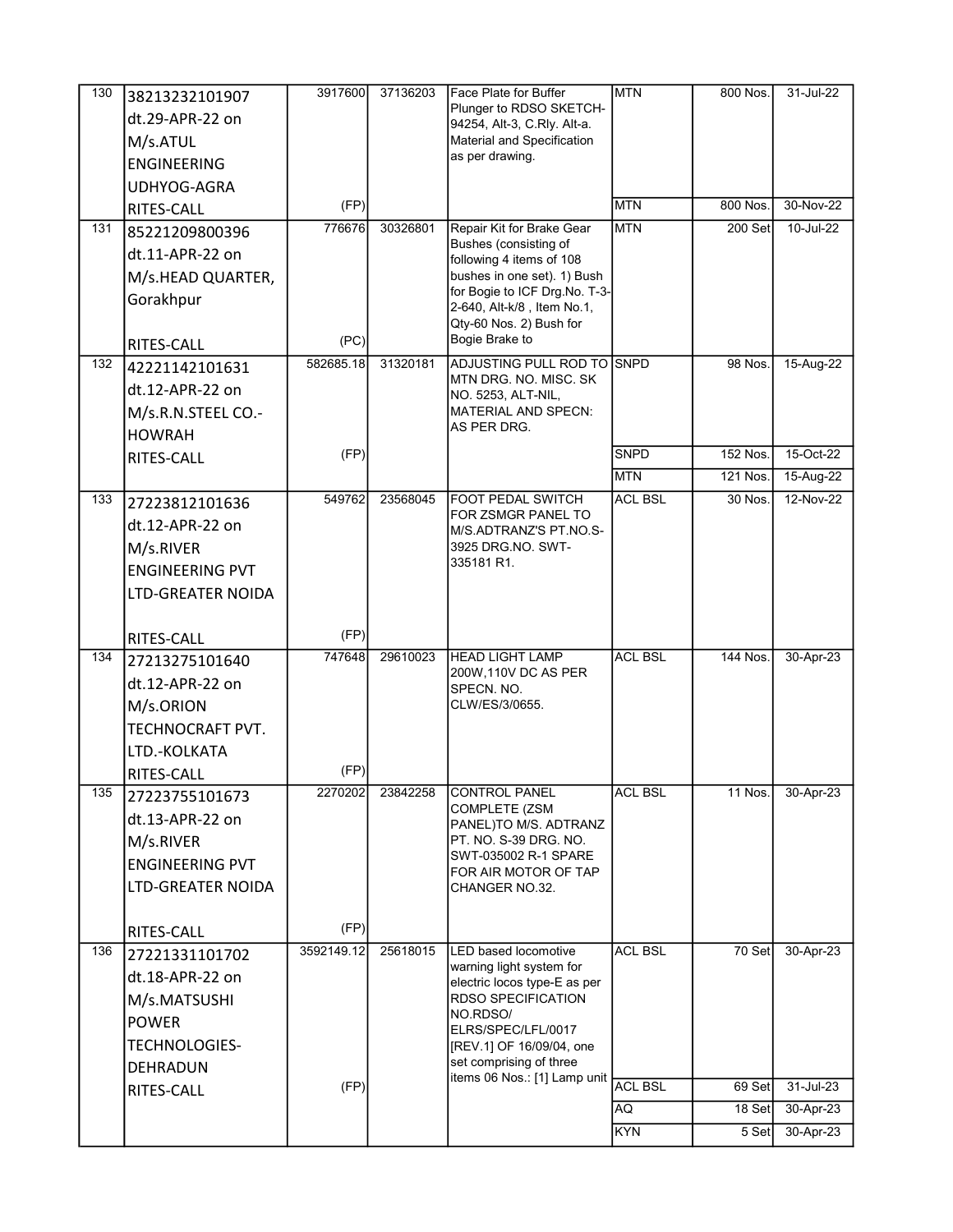| | | | | | | | |
|---|---|---|---|---|---|---|---|
| 130 | 38213232101907 dt.29-APR-22 on M/s.ATUL ENGINEERING UDHYOG-AGRA RITES-CALL | 3917600 (FP) | 37136203 | Face Plate for Buffer Plunger to RDSO SKETCH-94254, Alt-3, C.Rly. Alt-a. Material and Specification as per drawing. | MTN | 800 Nos. | 31-Jul-22 |
| | | | | | MTN | 800 Nos. | 30-Nov-22 |
| 131 | 85221209800396 dt.11-APR-22 on M/s.HEAD QUARTER, Gorakhpur RITES-CALL | 776676 (PC) | 30326801 | Repair Kit for Brake Gear Bushes (consisting of following 4 items of 108 bushes in one set). 1) Bush for Bogie to ICF Drg.No. T-3-2-640, Alt-k/8 , Item No.1, Qty-60 Nos. 2) Bush for Bogie Brake to | MTN | 200 Set | 10-Jul-22 |
| 132 | 42221142101631 dt.12-APR-22 on M/s.R.N.STEEL CO.-HOWRAH RITES-CALL | 582685.18 (FP) | 31320181 | ADJUSTING PULL ROD TO MTN DRG. NO. MISC. SK NO. 5253, ALT-NIL, MATERIAL AND SPECN: AS PER DRG. | SNPD | 98 Nos. | 15-Aug-22 |
| | | | | | SNPD | 152 Nos. | 15-Oct-22 |
| | | | | | MTN | 121 Nos. | 15-Aug-22 |
| 133 | 27223812101636 dt.12-APR-22 on M/s.RIVER ENGINEERING PVT LTD-GREATER NOIDA RITES-CALL | 549762 (FP) | 23568045 | FOOT PEDAL SWITCH FOR ZSMGR PANEL TO M/S.ADTRANZ'S PT.NO.S-3925 DRG.NO. SWT-335181 R1. | ACL BSL | 30 Nos. | 12-Nov-22 |
| 134 | 27213275101640 dt.12-APR-22 on M/s.ORION TECHNOCRAFT PVT. LTD.-KOLKATA RITES-CALL | 747648 (FP) | 29610023 | HEAD LIGHT LAMP 200W,110V DC AS PER SPECN. NO. CLW/ES/3/0655. | ACL BSL | 144 Nos. | 30-Apr-23 |
| 135 | 27223755101673 dt.13-APR-22 on M/s.RIVER ENGINEERING PVT LTD-GREATER NOIDA RITES-CALL | 2270202 (FP) | 23842258 | CONTROL PANEL COMPLETE (ZSM PANEL)TO M/S. ADTRANZ PT. NO. S-39 DRG. NO. SWT-035002 R-1 SPARE FOR AIR MOTOR OF TAP CHANGER NO.32. | ACL BSL | 11 Nos. | 30-Apr-23 |
| 136 | 27221331101702 dt.18-APR-22 on M/s.MATSUSHI POWER TECHNOLOGIES-DEHRADUN RITES-CALL | 3592149.12 (FP) | 25618015 | LED based locomotive warning light system for electric locos type-E as per RDSO SPECIFICATION NO.RDSO/ ELRS/SPEC/LFL/0017 [REV.1] OF 16/09/04, one set comprising of three items 06 Nos.: [1] Lamp unit | ACL BSL | 70 Set | 30-Apr-23 |
| | | | | | ACL BSL | 69 Set | 31-Jul-23 |
| | | | | | AQ | 18 Set | 30-Apr-23 |
| | | | | | KYN | 5 Set | 30-Apr-23 |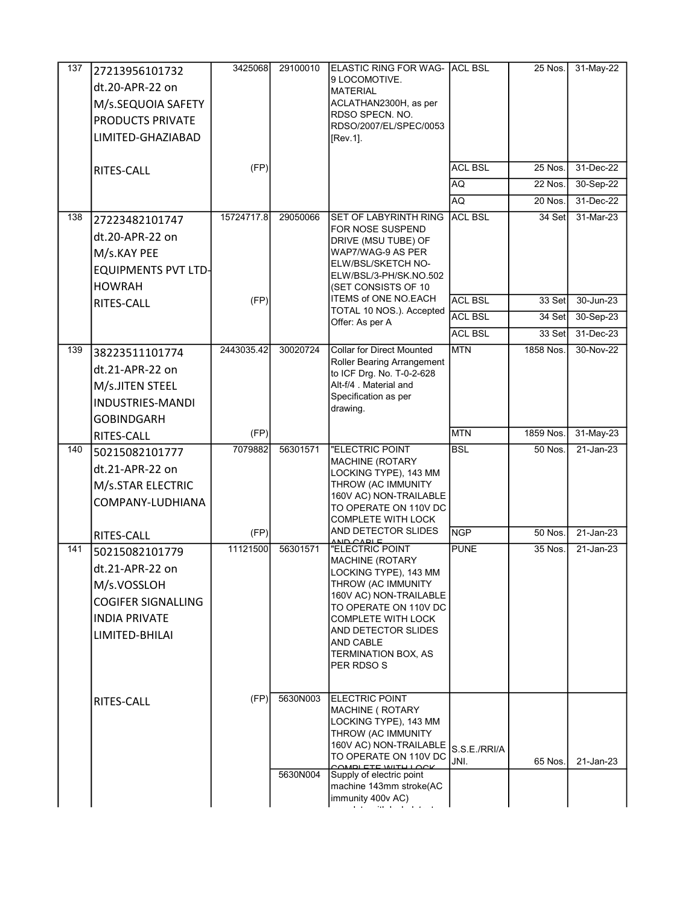| | | | | | | | |
|---|---|---|---|---|---|---|---|
| 137 | 27213956101732 dt.20-APR-22 on M/s.SEQUOIA SAFETY PRODUCTS PRIVATE LIMITED-GHAZIABAD | 3425068 | 29100010 | ELASTIC RING FOR WAG-9 LOCOMOTIVE. MATERIAL ACLATHAN2300H, as per RDSO SPECN. NO. RDSO/2007/EL/SPEC/0053 [Rev.1]. | ACL BSL | 25 Nos. | 31-May-22 |
| | RITES-CALL | (FP) | | | ACL BSL | 25 Nos. | 31-Dec-22 |
| | | | | | AQ | 22 Nos. | 30-Sep-22 |
| | | | | | AQ | 20 Nos. | 31-Dec-22 |
| 138 | 27223482101747 dt.20-APR-22 on M/s.KAY PEE EQUIPMENTS PVT LTD-HOWRAH | 15724717.8 | 29050066 | SET OF LABYRINTH RING FOR NOSE SUSPEND DRIVE (MSU TUBE) OF WAP7/WAG-9 AS PER ELW/BSL/SKETCH NO-ELW/BSL/3-PH/SK.NO.502 (SET CONSISTS OF 10 ITEMS of ONE NO.EACH TOTAL 10 NOS.). Accepted Offer: As per A | ACL BSL | 34 Set | 31-Mar-23 |
| | RITES-CALL | (FP) | | | ACL BSL | 33 Set | 30-Jun-23 |
| | | | | | ACL BSL | 34 Set | 30-Sep-23 |
| | | | | | ACL BSL | 33 Set | 31-Dec-23 |
| 139 | 38223511101774 dt.21-APR-22 on M/s.JITEN STEEL INDUSTRIES-MANDI GOBINDGARH | 2443035.42 | 30020724 | Collar for Direct Mounted Roller Bearing Arrangement to ICF Drg. No. T-0-2-628 Alt-f/4 . Material and Specification as per drawing. | MTN | 1858 Nos. | 30-Nov-22 |
| | RITES-CALL | (FP) | | | MTN | 1859 Nos. | 31-May-23 |
| 140 | 50215082101777 dt.21-APR-22 on M/s.STAR ELECTRIC COMPANY-LUDHIANA | 7079882 | 56301571 | "ELECTRIC POINT MACHINE (ROTARY LOCKING TYPE), 143 MM THROW (AC IMMUNITY 160V AC) NON-TRAILABLE TO OPERATE ON 110V DC COMPLETE WITH LOCK AND DETECTOR SLIDES AND CABLE | BSL | 50 Nos. | 21-Jan-23 |
| | RITES-CALL | (FP) | | | NGP | 50 Nos. | 21-Jan-23 |
| 141 | 50215082101779 dt.21-APR-22 on M/s.VOSSLOH COGIFER SIGNALLING INDIA PRIVATE LIMITED-BHILAI | 11121500 | 56301571 | "ELECTRIC POINT MACHINE (ROTARY LOCKING TYPE), 143 MM THROW (AC IMMUNITY 160V AC) NON-TRAILABLE TO OPERATE ON 110V DC COMPLETE WITH LOCK AND DETECTOR SLIDES AND CABLE TERMINATION BOX, AS PER RDSO S | PUNE | 35 Nos. | 21-Jan-23 |
| | RITES-CALL | (FP) | 5630N003 | ELECTRIC POINT MACHINE ( ROTARY LOCKING TYPE), 143 MM THROW (AC IMMUNITY 160V AC) NON-TRAILABLE TO OPERATE ON 110V DC COMPLETE WITH LOCK | S.S.E./RRI/AJNI. | 65 Nos. | 21-Jan-23 |
| | | | 5630N004 | Supply of electric point machine 143mm stroke(AC immunity 400v AC) | | | |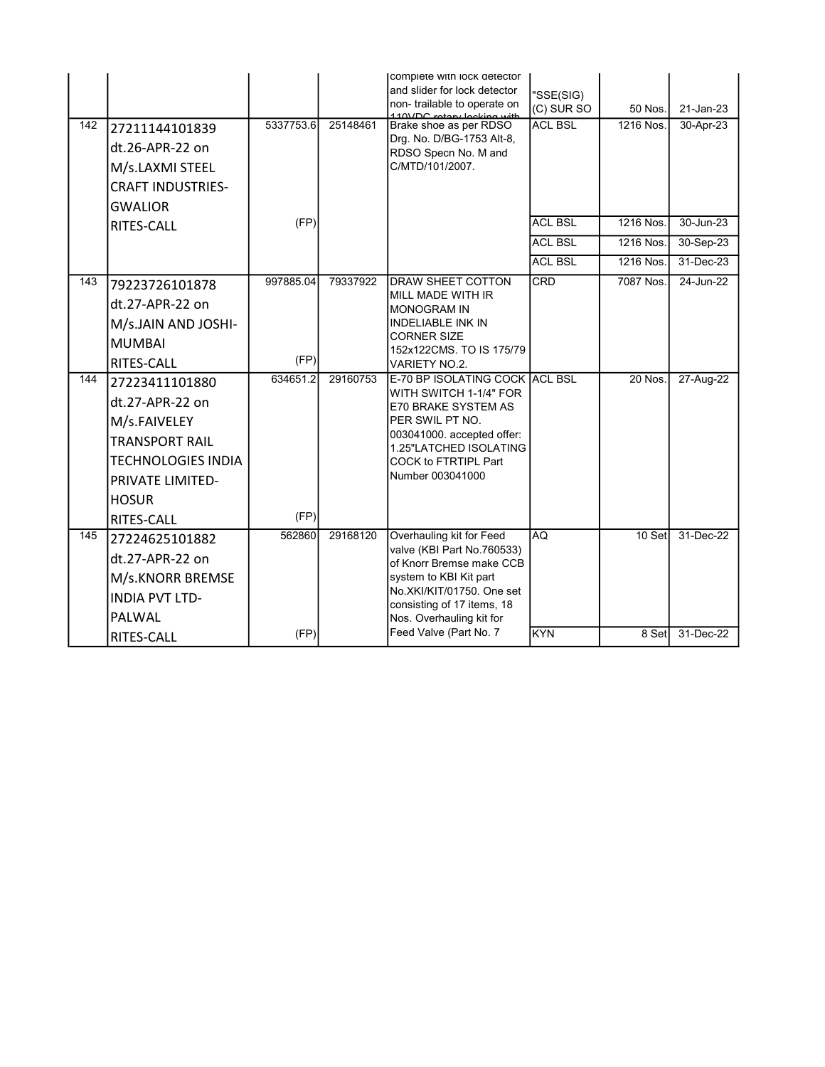| | | | | | | | |
|---|---|---|---|---|---|---|---|
| | | | | complete with lock detector and slider for lock detector non- trailable to operate on 110VDC rotary locking with | "SSE(SIG) (C) SUR SO | 50 Nos. | 21-Jan-23 |
| 142 | 27211144101839 dt.26-APR-22 on M/s.LAXMI STEEL CRAFT INDUSTRIES-GWALIOR RITES-CALL | 5337753.6 (FP) | 25148461 | Brake shoe as per RDSO Drg. No. D/BG-1753 Alt-8, RDSO Specn No. M and C/MTD/101/2007. | ACL BSL | 1216 Nos. | 30-Apr-23 |
| | | | | | ACL BSL | 1216 Nos. | 30-Jun-23 |
| | | | | | ACL BSL | 1216 Nos. | 30-Sep-23 |
| | | | | | ACL BSL | 1216 Nos. | 31-Dec-23 |
| 143 | 79223726101878 dt.27-APR-22 on M/s.JAIN AND JOSHI-MUMBAI RITES-CALL | 997885.04 (FP) | 79337922 | DRAW SHEET COTTON MILL MADE WITH IR MONOGRAM IN INDELIABLE INK IN CORNER SIZE 152x122CMS. TO IS 175/79 VARIETY NO.2. | CRD | 7087 Nos. | 24-Jun-22 |
| 144 | 27223411101880 dt.27-APR-22 on M/s.FAIVELEY TRANSPORT RAIL TECHNOLOGIES INDIA PRIVATE LIMITED-HOSUR RITES-CALL | 634651.2 (FP) | 29160753 | E-70 BP ISOLATING COCK WITH SWITCH 1-1/4" FOR E70 BRAKE SYSTEM AS PER SWIL PT NO. 003041000. accepted offer: 1.25"LATCHED ISOLATING COCK to FTRTIPL Part Number 003041000 | ACL BSL | 20 Nos. | 27-Aug-22 |
| 145 | 27224625101882 dt.27-APR-22 on M/s.KNORR BREMSE INDIA PVT LTD-PALWAL RITES-CALL | 562860 (FP) | 29168120 | Overhauling kit for Feed valve (KBI Part No.760533) of Knorr Bremse make CCB system to KBI Kit part No.XKI/KIT/01750. One set consisting of 17 items, 18 Nos. Overhauling kit for Feed Valve (Part No. 7 | AQ | 10 Set | 31-Dec-22 |
| | | | | | KYN | 8 Set | 31-Dec-22 |